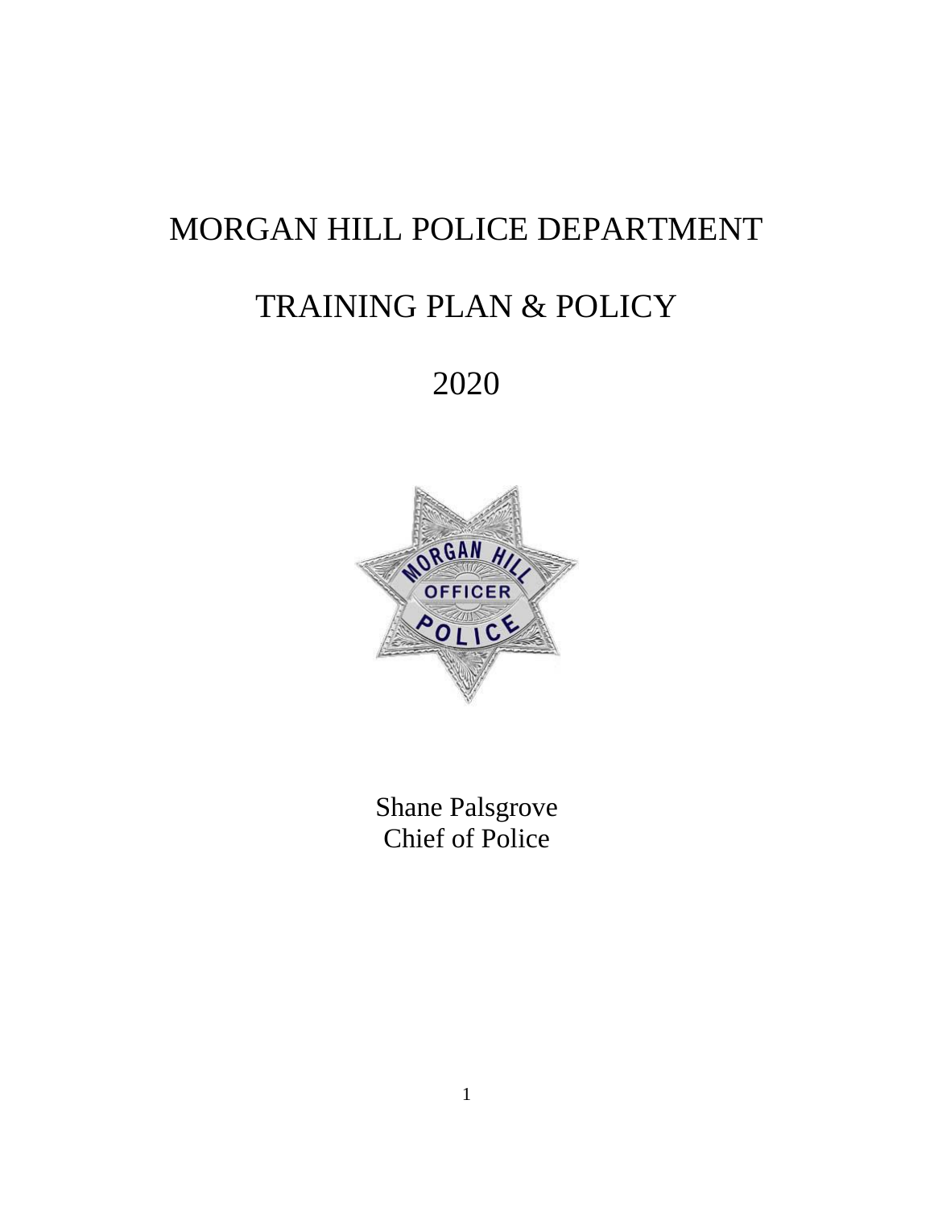# MORGAN HILL POLICE DEPARTMENT

# TRAINING PLAN & POLICY

# 2020

Shane Palsgrove
Chief of Police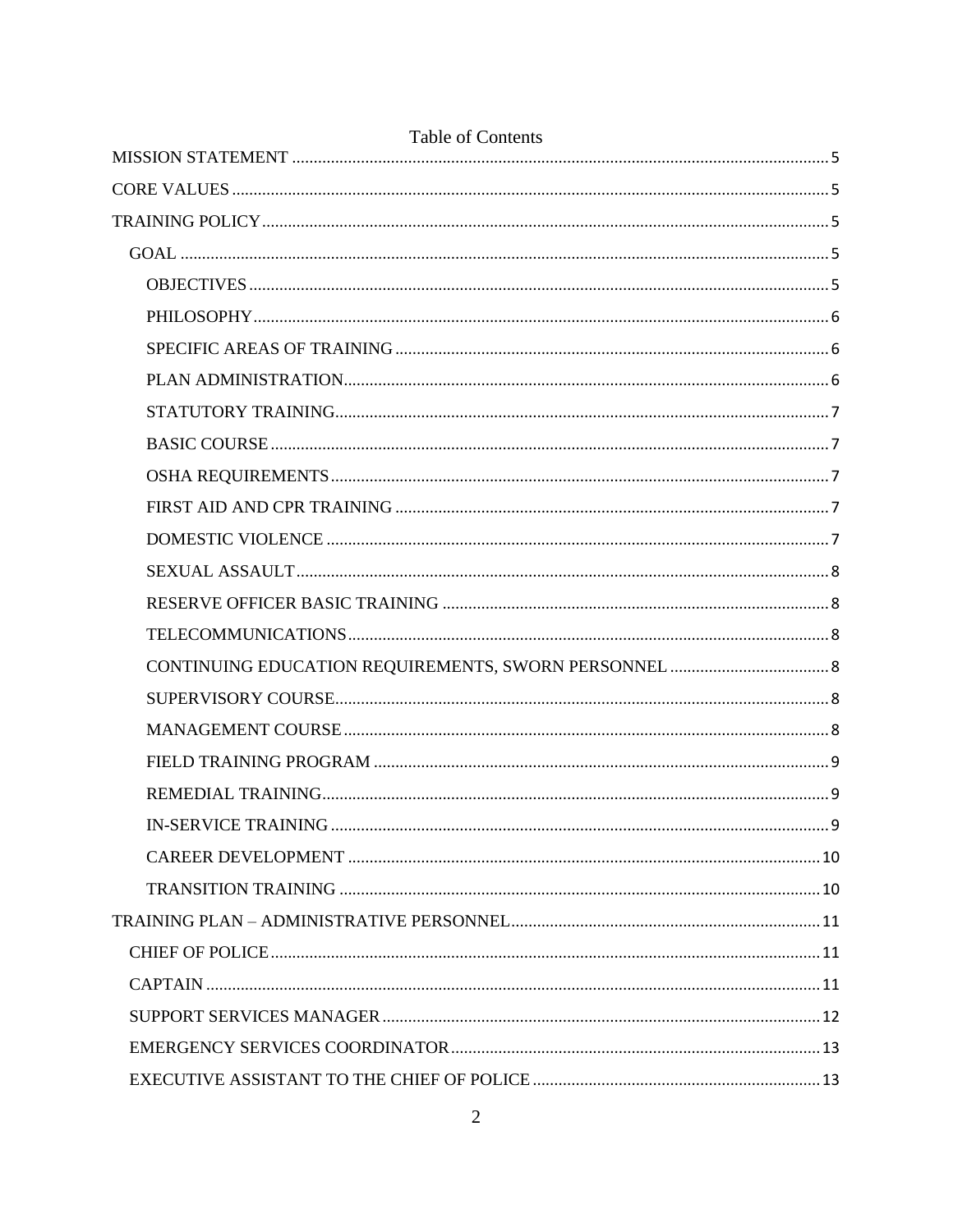# Table of Contents

- MISSION STATEMENT ..... 5
- CORE VALUES ..... 5
- TRAINING POLICY ..... 5
  - GOAL ..... 5
    - OBJECTIVES ..... 5
    - PHILOSOPHY ..... 6
    - SPECIFIC AREAS OF TRAINING ..... 6
    - PLAN ADMINISTRATION ..... 6
    - STATUTORY TRAINING ..... 7
    - BASIC COURSE ..... 7
    - OSHA REQUIREMENTS ..... 7
    - FIRST AID AND CPR TRAINING ..... 7
    - DOMESTIC VIOLENCE ..... 7
    - SEXUAL ASSAULT ..... 8
    - RESERVE OFFICER BASIC TRAINING ..... 8
    - TELECOMMUNICATIONS ..... 8
    - CONTINUING EDUCATION REQUIREMENTS, SWORN PERSONNEL ..... 8
    - SUPERVISORY COURSE ..... 8
    - MANAGEMENT COURSE ..... 8
    - FIELD TRAINING PROGRAM ..... 9
    - REMEDIAL TRAINING ..... 9
    - IN-SERVICE TRAINING ..... 9
    - CAREER DEVELOPMENT ..... 10
    - TRANSITION TRAINING ..... 10
- TRAINING PLAN – ADMINISTRATIVE PERSONNEL ..... 11
  - CHIEF OF POLICE ..... 11
  - CAPTAIN ..... 11
  - SUPPORT SERVICES MANAGER ..... 12
  - EMERGENCY SERVICES COORDINATOR ..... 13
  - EXECUTIVE ASSISTANT TO THE CHIEF OF POLICE ..... 13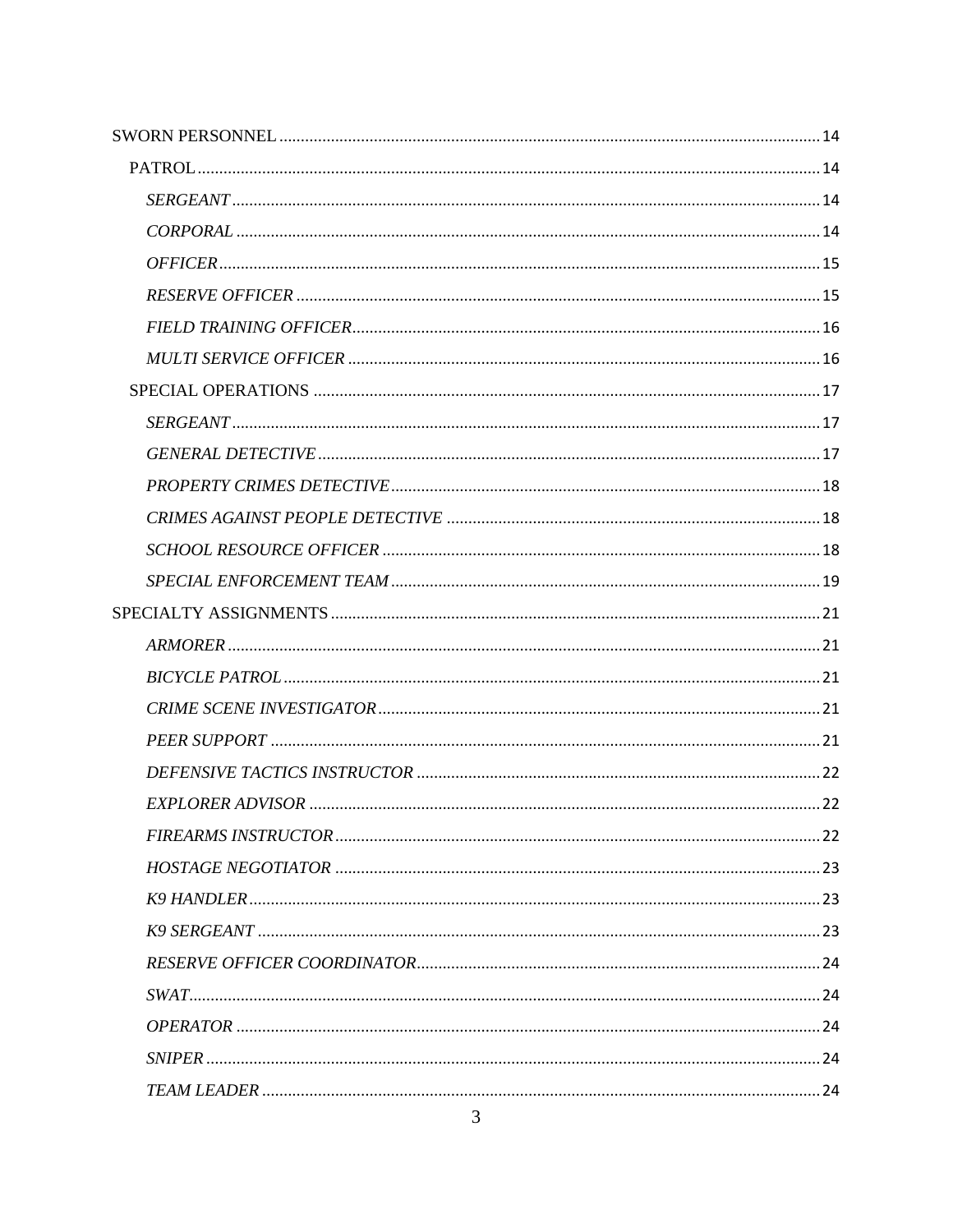SWORN PERSONNEL ..... 14

- PATROL ..... 14
  - *SERGEANT* ..... 14
  - *CORPORAL* ..... 14
  - *OFFICER* ..... 15
  - *RESERVE OFFICER* ..... 15
  - *FIELD TRAINING OFFICER* ..... 16
  - *MULTI SERVICE OFFICER* ..... 16
- SPECIAL OPERATIONS ..... 17
  - *SERGEANT* ..... 17
  - *GENERAL DETECTIVE* ..... 17
  - *PROPERTY CRIMES DETECTIVE* ..... 18
  - *CRIMES AGAINST PEOPLE DETECTIVE* ..... 18
  - *SCHOOL RESOURCE OFFICER* ..... 18
  - *SPECIAL ENFORCEMENT TEAM* ..... 19

SPECIALTY ASSIGNMENTS ..... 21

- *ARMORER* ..... 21
- *BICYCLE PATROL* ..... 21
- *CRIME SCENE INVESTIGATOR* ..... 21
- *PEER SUPPORT* ..... 21
- *DEFENSIVE TACTICS INSTRUCTOR* ..... 22
- *EXPLORER ADVISOR* ..... 22
- *FIREARMS INSTRUCTOR* ..... 22
- *HOSTAGE NEGOTIATOR* ..... 23
- *K9 HANDLER* ..... 23
- *K9 SERGEANT* ..... 23
- *RESERVE OFFICER COORDINATOR* ..... 24
- *SWAT* ..... 24
- *OPERATOR* ..... 24
- *SNIPER* ..... 24
- *TEAM LEADER* ..... 24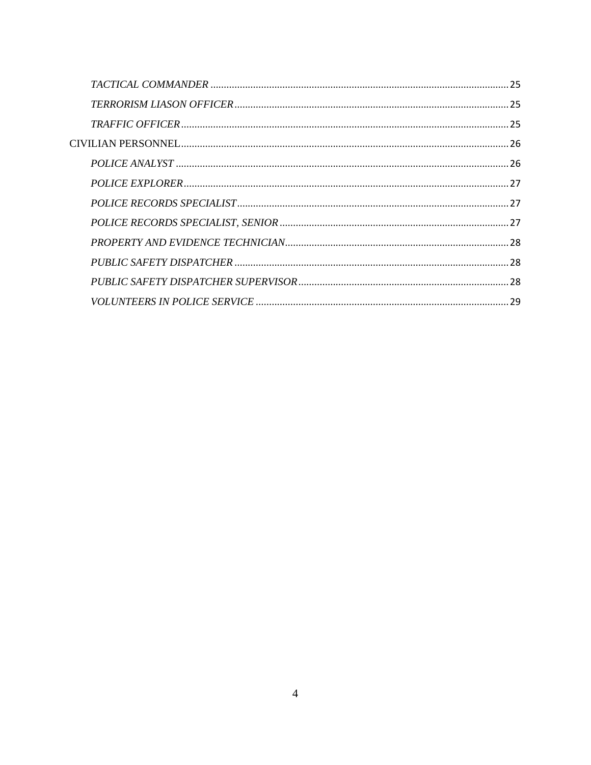*TACTICAL COMMANDER* ...................................................................................................... 25

*TERRORISM LIASON OFFICER* ........................................................................................ 25

*TRAFFIC OFFICER* ............................................................................................................ 25

CIVILIAN PERSONNEL .......................................................................................................... 26

*POLICE ANALYST* ............................................................................................................ 26

*POLICE EXPLORER* .......................................................................................................... 27

*POLICE RECORDS SPECIALIST* ...................................................................................... 27

*POLICE RECORDS SPECIALIST, SENIOR* ....................................................................... 27

*PROPERTY AND EVIDENCE TECHNICIAN* ...................................................................... 28

*PUBLIC SAFETY DISPATCHER* ....................................................................................... 28

*PUBLIC SAFETY DISPATCHER SUPERVISOR* ................................................................. 28

*VOLUNTEERS IN POLICE SERVICE* ............................................................................... 29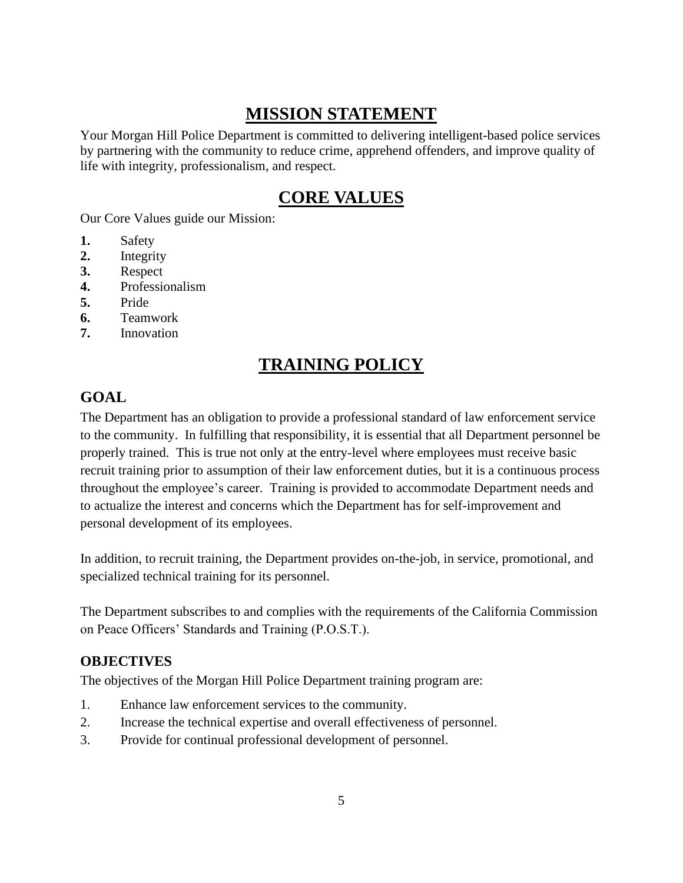# MISSION STATEMENT

Your Morgan Hill Police Department is committed to delivering intelligent-based police services by partnering with the community to reduce crime, apprehend offenders, and improve quality of life with integrity, professionalism, and respect.

# CORE VALUES

Our Core Values guide our Mission:

1. Safety
2. Integrity
3. Respect
4. Professionalism
5. Pride
6. Teamwork
7. Innovation

# TRAINING POLICY

## GOAL

The Department has an obligation to provide a professional standard of law enforcement service to the community. In fulfilling that responsibility, it is essential that all Department personnel be properly trained. This is true not only at the entry-level where employees must receive basic recruit training prior to assumption of their law enforcement duties, but it is a continuous process throughout the employee's career. Training is provided to accommodate Department needs and to actualize the interest and concerns which the Department has for self-improvement and personal development of its employees.

In addition, to recruit training, the Department provides on-the-job, in service, promotional, and specialized technical training for its personnel.

The Department subscribes to and complies with the requirements of the California Commission on Peace Officers' Standards and Training (P.O.S.T.).

### OBJECTIVES

The objectives of the Morgan Hill Police Department training program are:

1. Enhance law enforcement services to the community.
2. Increase the technical expertise and overall effectiveness of personnel.
3. Provide for continual professional development of personnel.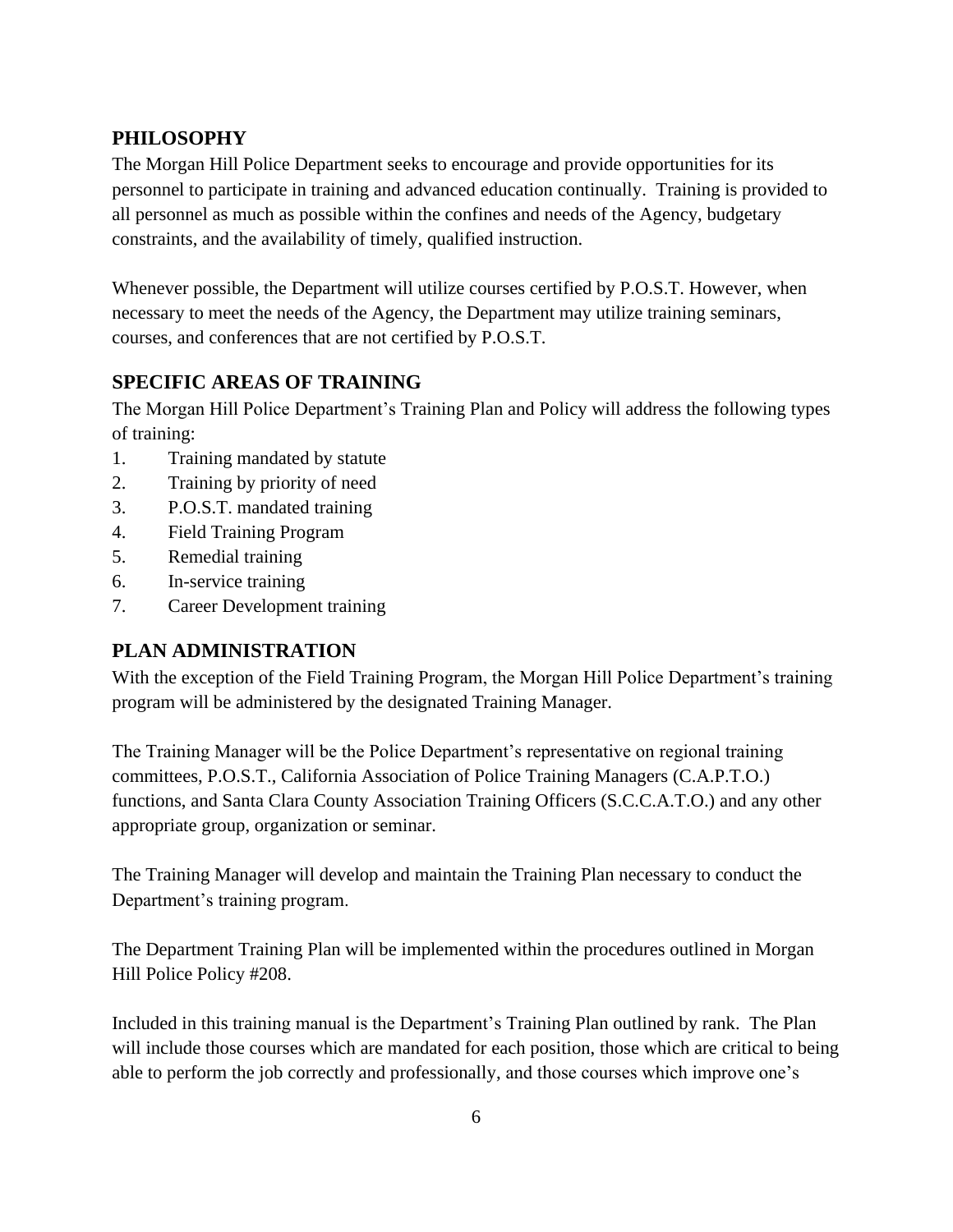## PHILOSOPHY

The Morgan Hill Police Department seeks to encourage and provide opportunities for its personnel to participate in training and advanced education continually. Training is provided to all personnel as much as possible within the confines and needs of the Agency, budgetary constraints, and the availability of timely, qualified instruction.

Whenever possible, the Department will utilize courses certified by P.O.S.T. However, when necessary to meet the needs of the Agency, the Department may utilize training seminars, courses, and conferences that are not certified by P.O.S.T.

## SPECIFIC AREAS OF TRAINING

The Morgan Hill Police Department's Training Plan and Policy will address the following types of training:

1. Training mandated by statute
2. Training by priority of need
3. P.O.S.T. mandated training
4. Field Training Program
5. Remedial training
6. In-service training
7. Career Development training

## PLAN ADMINISTRATION

With the exception of the Field Training Program, the Morgan Hill Police Department's training program will be administered by the designated Training Manager.

The Training Manager will be the Police Department's representative on regional training committees, P.O.S.T., California Association of Police Training Managers (C.A.P.T.O.) functions, and Santa Clara County Association Training Officers (S.C.C.A.T.O.) and any other appropriate group, organization or seminar.

The Training Manager will develop and maintain the Training Plan necessary to conduct the Department's training program.

The Department Training Plan will be implemented within the procedures outlined in Morgan Hill Police Policy #208.

Included in this training manual is the Department's Training Plan outlined by rank. The Plan will include those courses which are mandated for each position, those which are critical to being able to perform the job correctly and professionally, and those courses which improve one's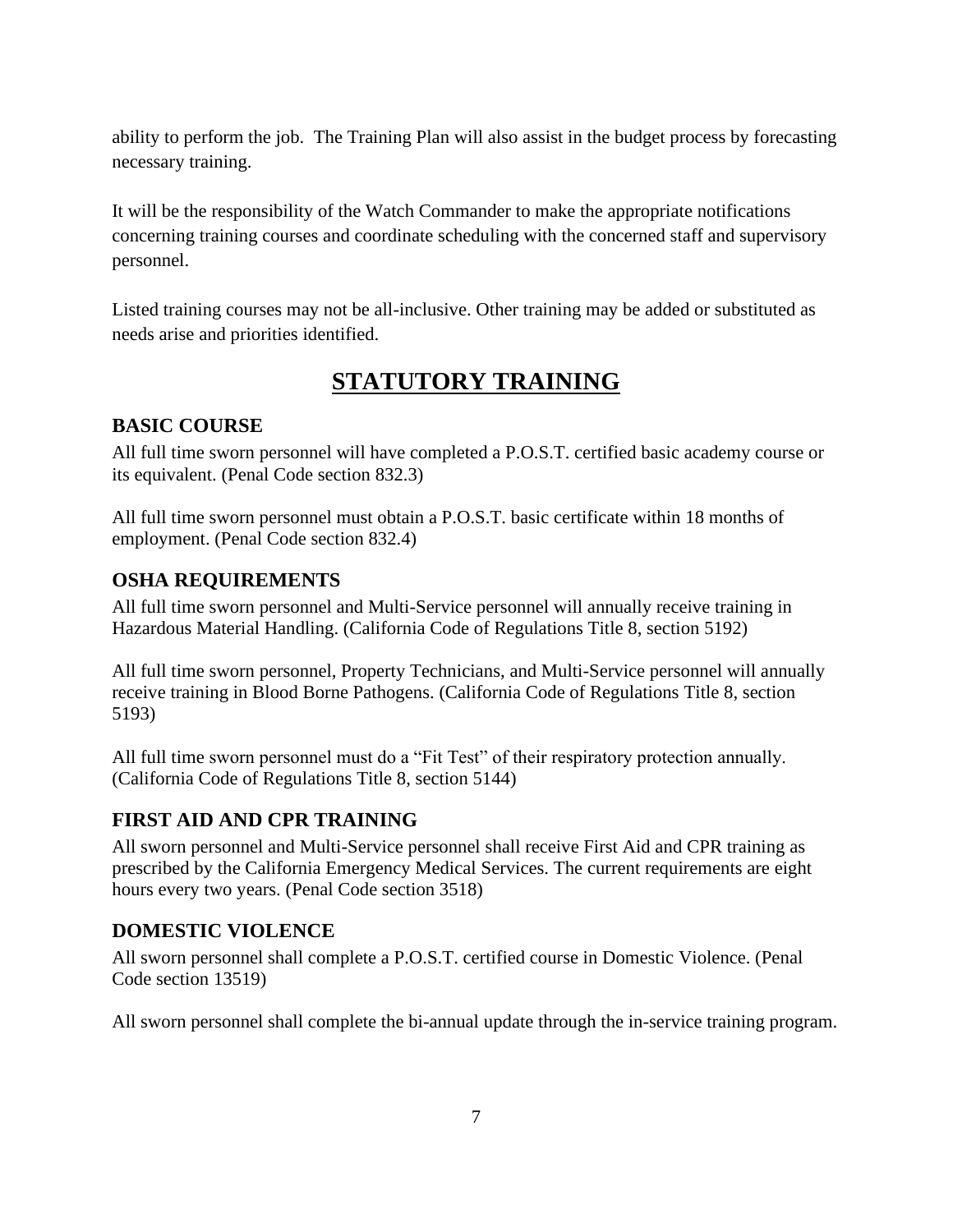ability to perform the job. The Training Plan will also assist in the budget process by forecasting necessary training.

It will be the responsibility of the Watch Commander to make the appropriate notifications concerning training courses and coordinate scheduling with the concerned staff and supervisory personnel.

Listed training courses may not be all-inclusive. Other training may be added or substituted as needs arise and priorities identified.

# STATUTORY TRAINING

## BASIC COURSE

All full time sworn personnel will have completed a P.O.S.T. certified basic academy course or its equivalent. (Penal Code section 832.3)

All full time sworn personnel must obtain a P.O.S.T. basic certificate within 18 months of employment. (Penal Code section 832.4)

## OSHA REQUIREMENTS

All full time sworn personnel and Multi-Service personnel will annually receive training in Hazardous Material Handling. (California Code of Regulations Title 8, section 5192)

All full time sworn personnel, Property Technicians, and Multi-Service personnel will annually receive training in Blood Borne Pathogens. (California Code of Regulations Title 8, section 5193)

All full time sworn personnel must do a "Fit Test" of their respiratory protection annually. (California Code of Regulations Title 8, section 5144)

## FIRST AID AND CPR TRAINING

All sworn personnel and Multi-Service personnel shall receive First Aid and CPR training as prescribed by the California Emergency Medical Services. The current requirements are eight hours every two years. (Penal Code section 3518)

## DOMESTIC VIOLENCE

All sworn personnel shall complete a P.O.S.T. certified course in Domestic Violence. (Penal Code section 13519)

All sworn personnel shall complete the bi-annual update through the in-service training program.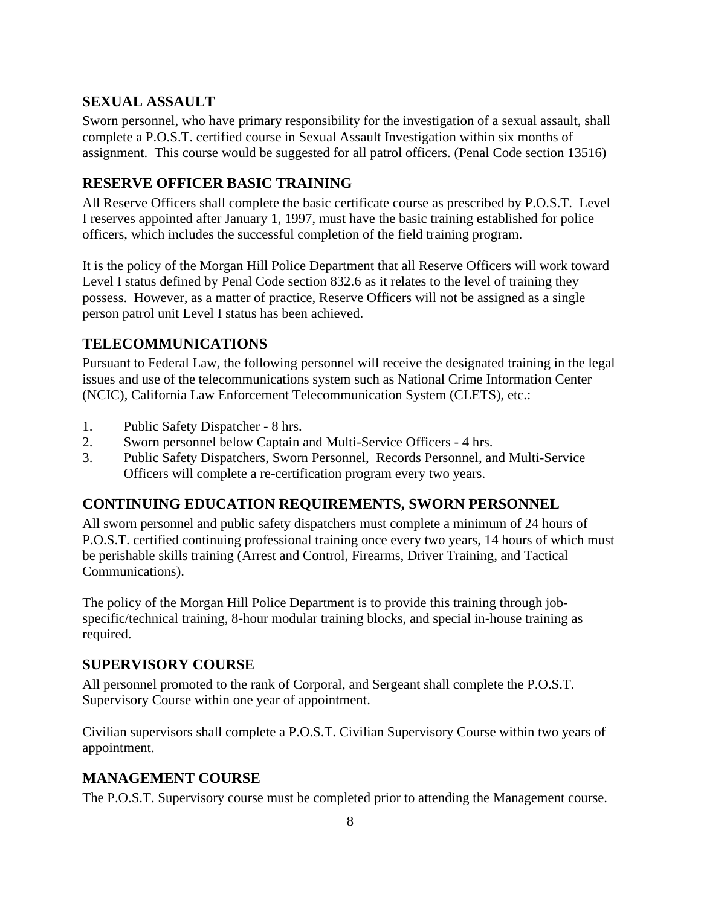## SEXUAL ASSAULT

Sworn personnel, who have primary responsibility for the investigation of a sexual assault, shall complete a P.O.S.T. certified course in Sexual Assault Investigation within six months of assignment. This course would be suggested for all patrol officers. (Penal Code section 13516)

## RESERVE OFFICER BASIC TRAINING

All Reserve Officers shall complete the basic certificate course as prescribed by P.O.S.T. Level I reserves appointed after January 1, 1997, must have the basic training established for police officers, which includes the successful completion of the field training program.

It is the policy of the Morgan Hill Police Department that all Reserve Officers will work toward Level I status defined by Penal Code section 832.6 as it relates to the level of training they possess. However, as a matter of practice, Reserve Officers will not be assigned as a single person patrol unit Level I status has been achieved.

## TELECOMMUNICATIONS

Pursuant to Federal Law, the following personnel will receive the designated training in the legal issues and use of the telecommunications system such as National Crime Information Center (NCIC), California Law Enforcement Telecommunication System (CLETS), etc.:

1. Public Safety Dispatcher - 8 hrs.
2. Sworn personnel below Captain and Multi-Service Officers - 4 hrs.
3. Public Safety Dispatchers, Sworn Personnel, Records Personnel, and Multi-Service Officers will complete a re-certification program every two years.

## CONTINUING EDUCATION REQUIREMENTS, SWORN PERSONNEL

All sworn personnel and public safety dispatchers must complete a minimum of 24 hours of P.O.S.T. certified continuing professional training once every two years, 14 hours of which must be perishable skills training (Arrest and Control, Firearms, Driver Training, and Tactical Communications).

The policy of the Morgan Hill Police Department is to provide this training through job-specific/technical training, 8-hour modular training blocks, and special in-house training as required.

## SUPERVISORY COURSE

All personnel promoted to the rank of Corporal, and Sergeant shall complete the P.O.S.T. Supervisory Course within one year of appointment.

Civilian supervisors shall complete a P.O.S.T. Civilian Supervisory Course within two years of appointment.

## MANAGEMENT COURSE

The P.O.S.T. Supervisory course must be completed prior to attending the Management course.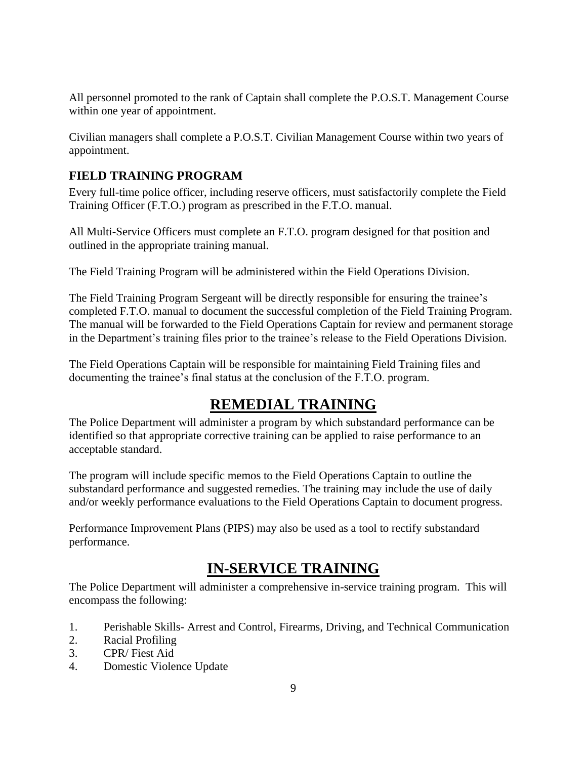All personnel promoted to the rank of Captain shall complete the P.O.S.T. Management Course within one year of appointment.

Civilian managers shall complete a P.O.S.T. Civilian Management Course within two years of appointment.

### FIELD TRAINING PROGRAM

Every full-time police officer, including reserve officers, must satisfactorily complete the Field Training Officer (F.T.O.) program as prescribed in the F.T.O. manual.

All Multi-Service Officers must complete an F.T.O. program designed for that position and outlined in the appropriate training manual.

The Field Training Program will be administered within the Field Operations Division.

The Field Training Program Sergeant will be directly responsible for ensuring the trainee's completed F.T.O. manual to document the successful completion of the Field Training Program. The manual will be forwarded to the Field Operations Captain for review and permanent storage in the Department's training files prior to the trainee's release to the Field Operations Division.

The Field Operations Captain will be responsible for maintaining Field Training files and documenting the trainee's final status at the conclusion of the F.T.O. program.

## REMEDIAL TRAINING

The Police Department will administer a program by which substandard performance can be identified so that appropriate corrective training can be applied to raise performance to an acceptable standard.

The program will include specific memos to the Field Operations Captain to outline the substandard performance and suggested remedies. The training may include the use of daily and/or weekly performance evaluations to the Field Operations Captain to document progress.

Performance Improvement Plans (PIPS) may also be used as a tool to rectify substandard performance.

## IN-SERVICE TRAINING

The Police Department will administer a comprehensive in-service training program. This will encompass the following:

1. Perishable Skills- Arrest and Control, Firearms, Driving, and Technical Communication
2. Racial Profiling
3. CPR/ Fiest Aid
4. Domestic Violence Update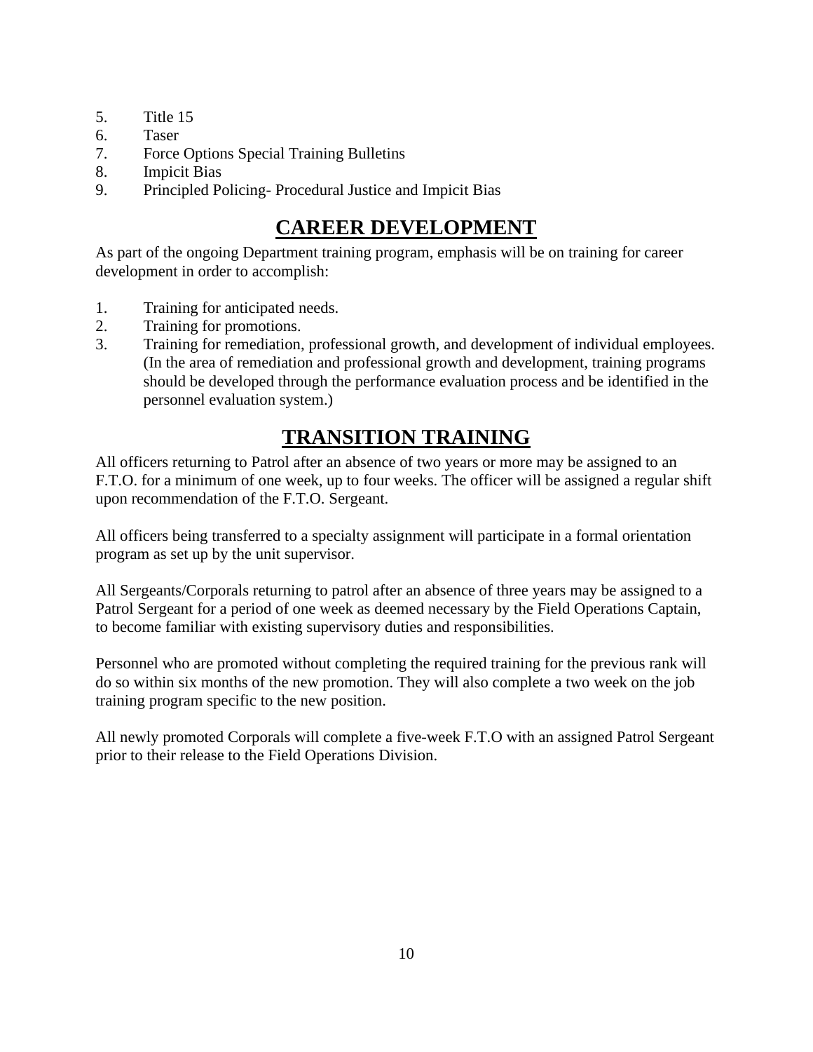5. Title 15
6. Taser
7. Force Options Special Training Bulletins
8. Impicit Bias
9. Principled Policing- Procedural Justice and Impicit Bias

## CAREER DEVELOPMENT

As part of the ongoing Department training program, emphasis will be on training for career development in order to accomplish:

1. Training for anticipated needs.
2. Training for promotions.
3. Training for remediation, professional growth, and development of individual employees. (In the area of remediation and professional growth and development, training programs should be developed through the performance evaluation process and be identified in the personnel evaluation system.)

## TRANSITION TRAINING

All officers returning to Patrol after an absence of two years or more may be assigned to an F.T.O. for a minimum of one week, up to four weeks. The officer will be assigned a regular shift upon recommendation of the F.T.O. Sergeant.

All officers being transferred to a specialty assignment will participate in a formal orientation program as set up by the unit supervisor.

All Sergeants/Corporals returning to patrol after an absence of three years may be assigned to a Patrol Sergeant for a period of one week as deemed necessary by the Field Operations Captain, to become familiar with existing supervisory duties and responsibilities.

Personnel who are promoted without completing the required training for the previous rank will do so within six months of the new promotion. They will also complete a two week on the job training program specific to the new position.

All newly promoted Corporals will complete a five-week F.T.O with an assigned Patrol Sergeant prior to their release to the Field Operations Division.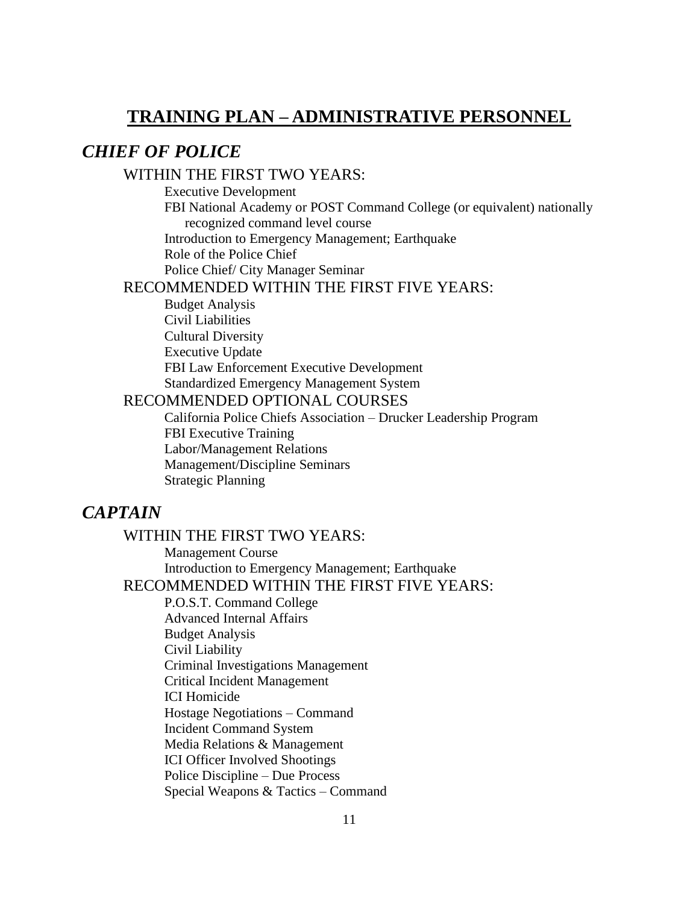# TRAINING PLAN – ADMINISTRATIVE PERSONNEL

## *CHIEF OF POLICE*

### WITHIN THE FIRST TWO YEARS:

- Executive Development
- FBI National Academy or POST Command College (or equivalent) nationally recognized command level course
- Introduction to Emergency Management; Earthquake
- Role of the Police Chief
- Police Chief/ City Manager Seminar

### RECOMMENDED WITHIN THE FIRST FIVE YEARS:

- Budget Analysis
- Civil Liabilities
- Cultural Diversity
- Executive Update
- FBI Law Enforcement Executive Development
- Standardized Emergency Management System

### RECOMMENDED OPTIONAL COURSES

- California Police Chiefs Association – Drucker Leadership Program
- FBI Executive Training
- Labor/Management Relations
- Management/Discipline Seminars
- Strategic Planning

## *CAPTAIN*

### WITHIN THE FIRST TWO YEARS:

- Management Course
- Introduction to Emergency Management; Earthquake

### RECOMMENDED WITHIN THE FIRST FIVE YEARS:

- P.O.S.T. Command College
- Advanced Internal Affairs
- Budget Analysis
- Civil Liability
- Criminal Investigations Management
- Critical Incident Management
- ICI Homicide
- Hostage Negotiations – Command
- Incident Command System
- Media Relations & Management
- ICI Officer Involved Shootings
- Police Discipline – Due Process
- Special Weapons & Tactics – Command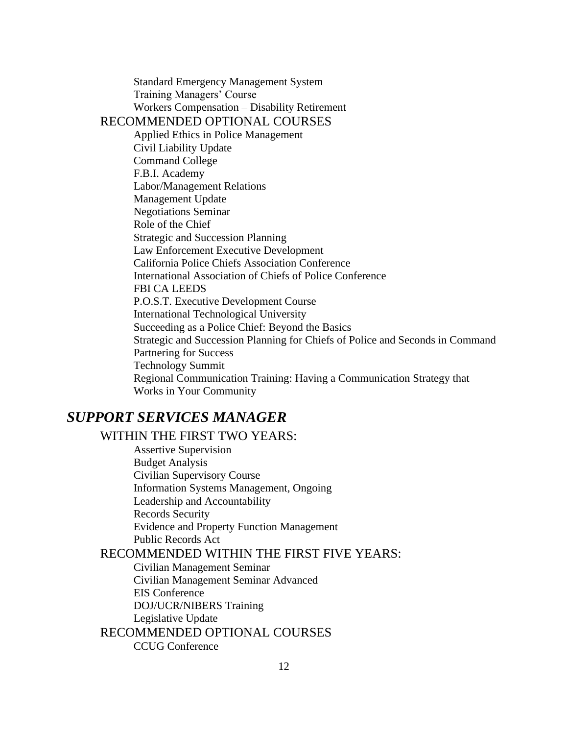Standard Emergency Management System
Training Managers' Course
Workers Compensation – Disability Retirement

RECOMMENDED OPTIONAL COURSES

Applied Ethics in Police Management
Civil Liability Update
Command College
F.B.I. Academy
Labor/Management Relations
Management Update
Negotiations Seminar
Role of the Chief
Strategic and Succession Planning
Law Enforcement Executive Development
California Police Chiefs Association Conference
International Association of Chiefs of Police Conference
FBI CA LEEDS
P.O.S.T. Executive Development Course
International Technological University
Succeeding as a Police Chief: Beyond the Basics
Strategic and Succession Planning for Chiefs of Police and Seconds in Command
Partnering for Success
Technology Summit
Regional Communication Training: Having a Communication Strategy that Works in Your Community

## *SUPPORT SERVICES MANAGER*

WITHIN THE FIRST TWO YEARS:

Assertive Supervision
Budget Analysis
Civilian Supervisory Course
Information Systems Management, Ongoing
Leadership and Accountability
Records Security
Evidence and Property Function Management
Public Records Act

RECOMMENDED WITHIN THE FIRST FIVE YEARS:

Civilian Management Seminar
Civilian Management Seminar Advanced
EIS Conference
DOJ/UCR/NIBERS Training
Legislative Update

RECOMMENDED OPTIONAL COURSES

CCUG Conference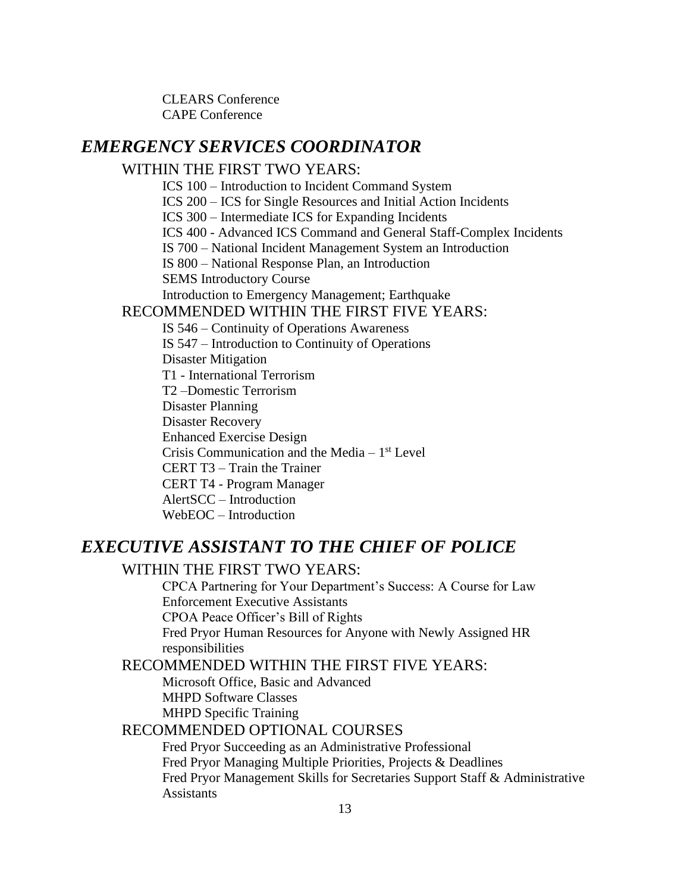CLEARS Conference
CAPE Conference

## *EMERGENCY SERVICES COORDINATOR*

### WITHIN THE FIRST TWO YEARS:

ICS 100 – Introduction to Incident Command System
ICS 200 – ICS for Single Resources and Initial Action Incidents
ICS 300 – Intermediate ICS for Expanding Incidents
ICS 400 - Advanced ICS Command and General Staff-Complex Incidents
IS 700 – National Incident Management System an Introduction
IS 800 – National Response Plan, an Introduction
SEMS Introductory Course
Introduction to Emergency Management; Earthquake

### RECOMMENDED WITHIN THE FIRST FIVE YEARS:

IS 546 – Continuity of Operations Awareness
IS 547 – Introduction to Continuity of Operations
Disaster Mitigation
T1 - International Terrorism
T2 –Domestic Terrorism
Disaster Planning
Disaster Recovery
Enhanced Exercise Design
Crisis Communication and the Media – 1st Level
CERT T3 – Train the Trainer
CERT T4 - Program Manager
AlertSCC – Introduction
WebEOC – Introduction

## *EXECUTIVE ASSISTANT TO THE CHIEF OF POLICE*

### WITHIN THE FIRST TWO YEARS:

CPCA Partnering for Your Department's Success: A Course for Law Enforcement Executive Assistants
CPOA Peace Officer's Bill of Rights
Fred Pryor Human Resources for Anyone with Newly Assigned HR responsibilities

### RECOMMENDED WITHIN THE FIRST FIVE YEARS:

Microsoft Office, Basic and Advanced
MHPD Software Classes
MHPD Specific Training

### RECOMMENDED OPTIONAL COURSES

Fred Pryor Succeeding as an Administrative Professional
Fred Pryor Managing Multiple Priorities, Projects & Deadlines
Fred Pryor Management Skills for Secretaries Support Staff & Administrative Assistants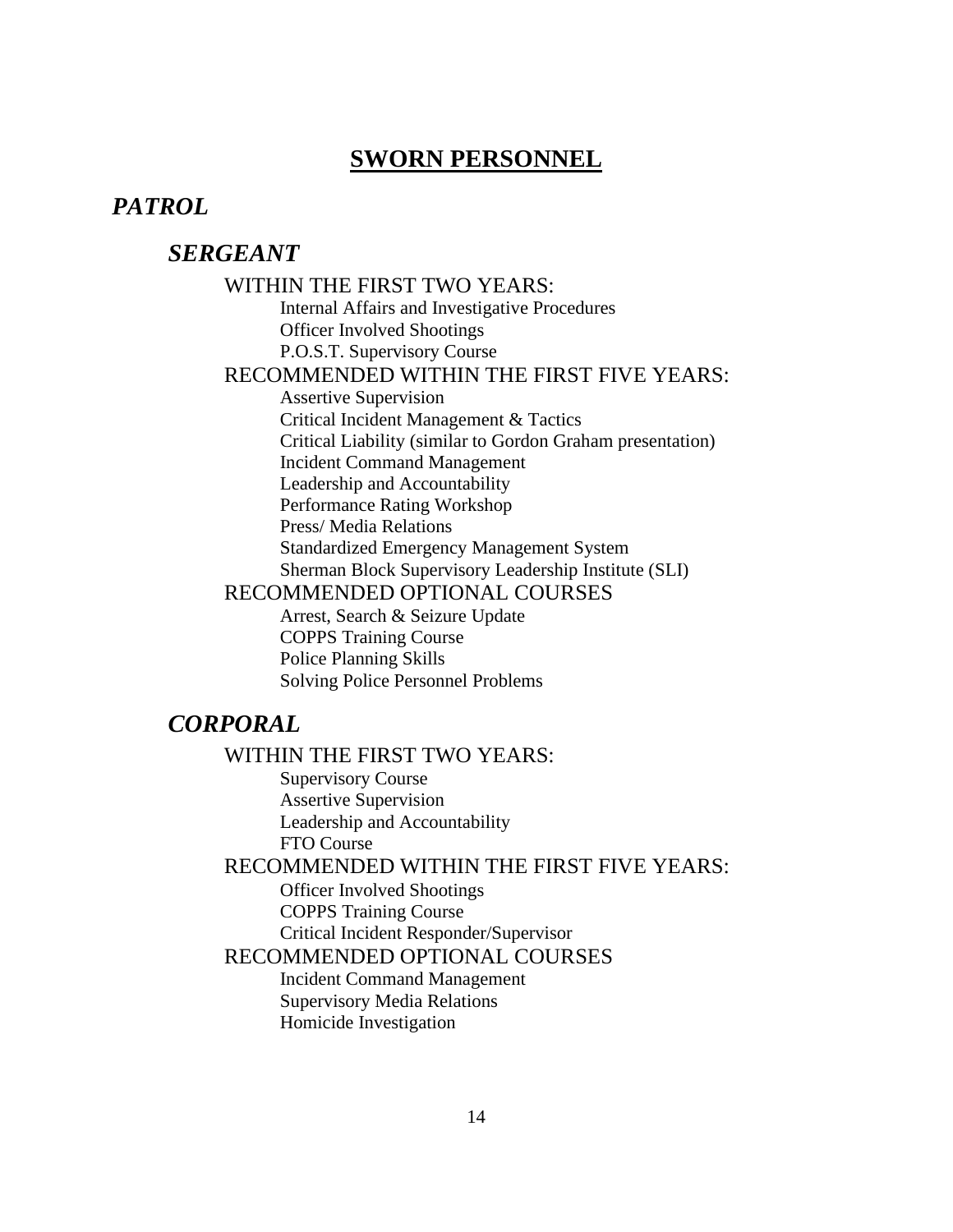# SWORN PERSONNEL

## *PATROL*

### *SERGEANT*

WITHIN THE FIRST TWO YEARS:

- Internal Affairs and Investigative Procedures
- Officer Involved Shootings
- P.O.S.T. Supervisory Course

RECOMMENDED WITHIN THE FIRST FIVE YEARS:

- Assertive Supervision
- Critical Incident Management & Tactics
- Critical Liability (similar to Gordon Graham presentation)
- Incident Command Management
- Leadership and Accountability
- Performance Rating Workshop
- Press/ Media Relations
- Standardized Emergency Management System
- Sherman Block Supervisory Leadership Institute (SLI)

RECOMMENDED OPTIONAL COURSES

- Arrest, Search & Seizure Update
- COPPS Training Course
- Police Planning Skills
- Solving Police Personnel Problems

### *CORPORAL*

WITHIN THE FIRST TWO YEARS:

- Supervisory Course
- Assertive Supervision
- Leadership and Accountability
- FTO Course

RECOMMENDED WITHIN THE FIRST FIVE YEARS:

- Officer Involved Shootings
- COPPS Training Course
- Critical Incident Responder/Supervisor

RECOMMENDED OPTIONAL COURSES

- Incident Command Management
- Supervisory Media Relations
- Homicide Investigation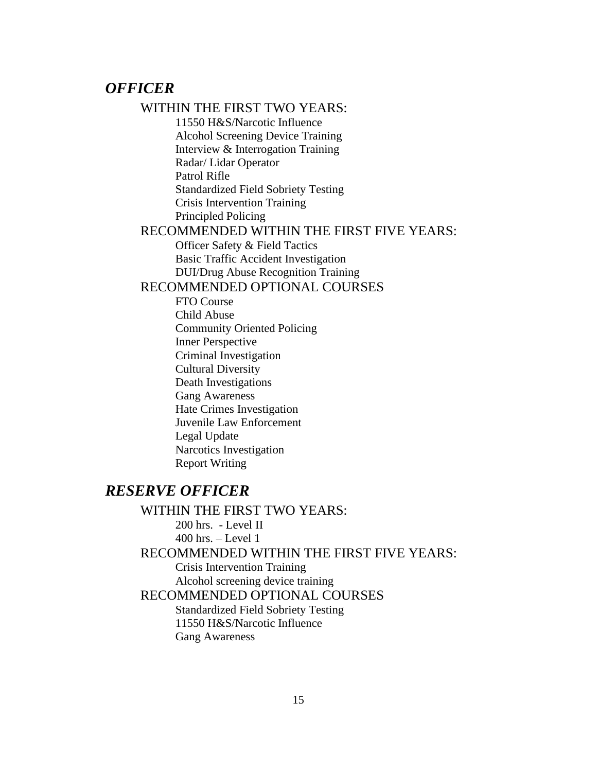## *OFFICER*

### WITHIN THE FIRST TWO YEARS:

- 11550 H&S/Narcotic Influence
- Alcohol Screening Device Training
- Interview & Interrogation Training
- Radar/ Lidar Operator
- Patrol Rifle
- Standardized Field Sobriety Testing
- Crisis Intervention Training
- Principled Policing

### RECOMMENDED WITHIN THE FIRST FIVE YEARS:

- Officer Safety & Field Tactics
- Basic Traffic Accident Investigation
- DUI/Drug Abuse Recognition Training

### RECOMMENDED OPTIONAL COURSES

- FTO Course
- Child Abuse
- Community Oriented Policing
- Inner Perspective
- Criminal Investigation
- Cultural Diversity
- Death Investigations
- Gang Awareness
- Hate Crimes Investigation
- Juvenile Law Enforcement
- Legal Update
- Narcotics Investigation
- Report Writing

## *RESERVE OFFICER*

### WITHIN THE FIRST TWO YEARS:

- 200 hrs. - Level II
- 400 hrs. – Level 1

### RECOMMENDED WITHIN THE FIRST FIVE YEARS:

- Crisis Intervention Training
- Alcohol screening device training

### RECOMMENDED OPTIONAL COURSES

- Standardized Field Sobriety Testing
- 11550 H&S/Narcotic Influence
- Gang Awareness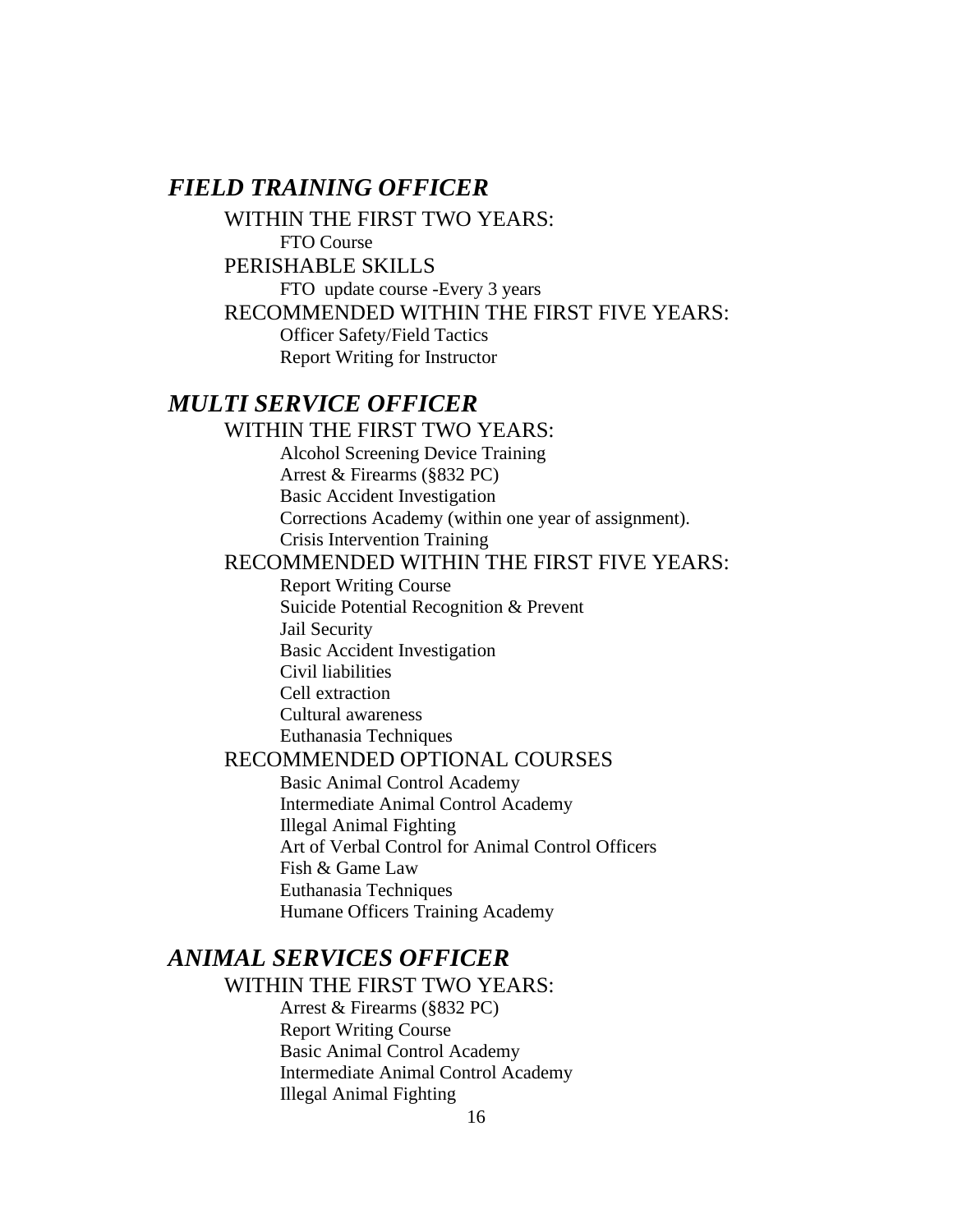## *FIELD TRAINING OFFICER*

WITHIN THE FIRST TWO YEARS:

- FTO Course

PERISHABLE SKILLS

- FTO update course -Every 3 years

RECOMMENDED WITHIN THE FIRST FIVE YEARS:

- Officer Safety/Field Tactics
- Report Writing for Instructor

## *MULTI SERVICE OFFICER*

WITHIN THE FIRST TWO YEARS:

- Alcohol Screening Device Training
- Arrest & Firearms (§832 PC)
- Basic Accident Investigation
- Corrections Academy (within one year of assignment).
- Crisis Intervention Training

RECOMMENDED WITHIN THE FIRST FIVE YEARS:

- Report Writing Course
- Suicide Potential Recognition & Prevent
- Jail Security
- Basic Accident Investigation
- Civil liabilities
- Cell extraction
- Cultural awareness
- Euthanasia Techniques

RECOMMENDED OPTIONAL COURSES

- Basic Animal Control Academy
- Intermediate Animal Control Academy
- Illegal Animal Fighting
- Art of Verbal Control for Animal Control Officers
- Fish & Game Law
- Euthanasia Techniques
- Humane Officers Training Academy

## *ANIMAL SERVICES OFFICER*

WITHIN THE FIRST TWO YEARS:

- Arrest & Firearms (§832 PC)
- Report Writing Course
- Basic Animal Control Academy
- Intermediate Animal Control Academy
- Illegal Animal Fighting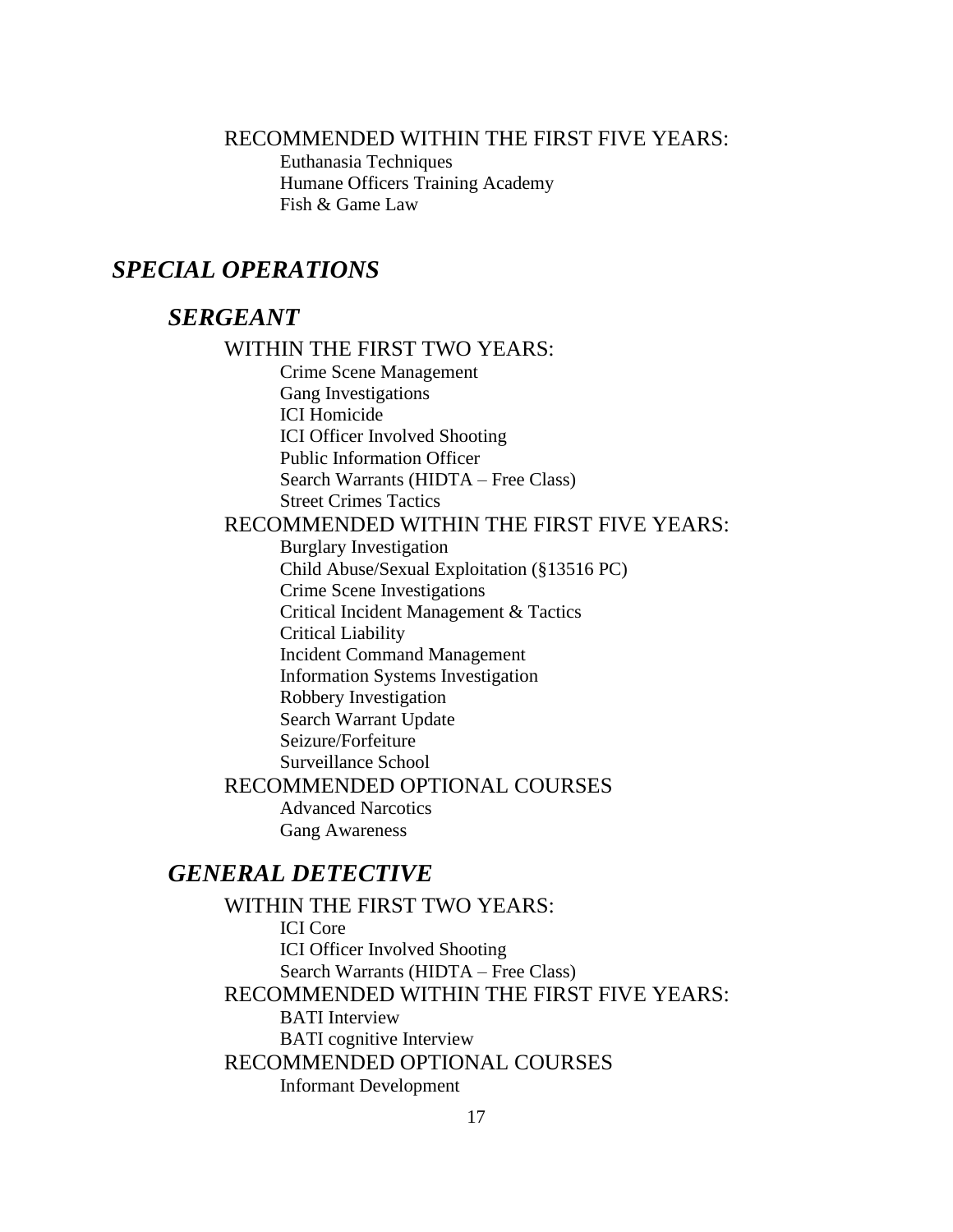RECOMMENDED WITHIN THE FIRST FIVE YEARS:

- Euthanasia Techniques
- Humane Officers Training Academy
- Fish & Game Law

## *SPECIAL OPERATIONS*

### *SERGEANT*

WITHIN THE FIRST TWO YEARS:

- Crime Scene Management
- Gang Investigations
- ICI Homicide
- ICI Officer Involved Shooting
- Public Information Officer
- Search Warrants (HIDTA – Free Class)
- Street Crimes Tactics

RECOMMENDED WITHIN THE FIRST FIVE YEARS:

- Burglary Investigation
- Child Abuse/Sexual Exploitation (§13516 PC)
- Crime Scene Investigations
- Critical Incident Management & Tactics
- Critical Liability
- Incident Command Management
- Information Systems Investigation
- Robbery Investigation
- Search Warrant Update
- Seizure/Forfeiture
- Surveillance School

RECOMMENDED OPTIONAL COURSES

- Advanced Narcotics
- Gang Awareness

### *GENERAL DETECTIVE*

WITHIN THE FIRST TWO YEARS:

- ICI Core
- ICI Officer Involved Shooting
- Search Warrants (HIDTA – Free Class)

RECOMMENDED WITHIN THE FIRST FIVE YEARS:

- BATI Interview
- BATI cognitive Interview

RECOMMENDED OPTIONAL COURSES

- Informant Development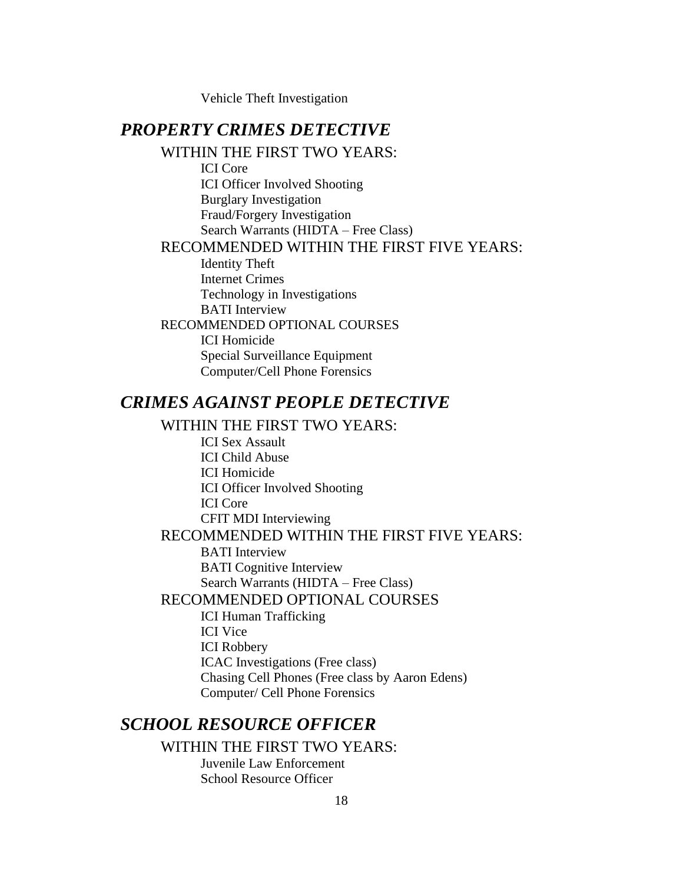Vehicle Theft Investigation

## *PROPERTY CRIMES DETECTIVE*

WITHIN THE FIRST TWO YEARS:

- ICI Core
- ICI Officer Involved Shooting
- Burglary Investigation
- Fraud/Forgery Investigation
- Search Warrants (HIDTA – Free Class)

RECOMMENDED WITHIN THE FIRST FIVE YEARS:

- Identity Theft
- Internet Crimes
- Technology in Investigations
- BATI Interview

RECOMMENDED OPTIONAL COURSES

- ICI Homicide
- Special Surveillance Equipment
- Computer/Cell Phone Forensics

## *CRIMES AGAINST PEOPLE DETECTIVE*

WITHIN THE FIRST TWO YEARS:

- ICI Sex Assault
- ICI Child Abuse
- ICI Homicide
- ICI Officer Involved Shooting
- ICI Core
- CFIT MDI Interviewing

RECOMMENDED WITHIN THE FIRST FIVE YEARS:

- BATI Interview
- BATI Cognitive Interview
- Search Warrants (HIDTA – Free Class)

RECOMMENDED OPTIONAL COURSES

- ICI Human Trafficking
- ICI Vice
- ICI Robbery
- ICAC Investigations (Free class)
- Chasing Cell Phones (Free class by Aaron Edens)
- Computer/ Cell Phone Forensics

## *SCHOOL RESOURCE OFFICER*

WITHIN THE FIRST TWO YEARS:

- Juvenile Law Enforcement
- School Resource Officer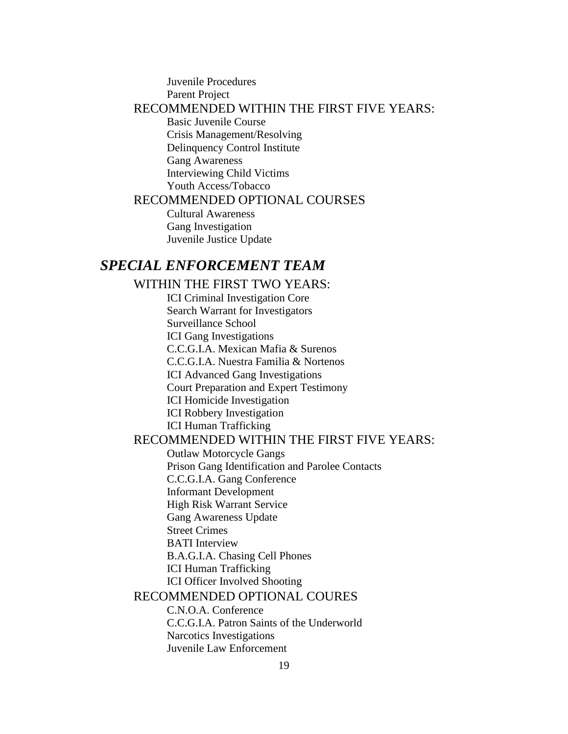- Juvenile Procedures
- Parent Project

RECOMMENDED WITHIN THE FIRST FIVE YEARS:

- Basic Juvenile Course
- Crisis Management/Resolving
- Delinquency Control Institute
- Gang Awareness
- Interviewing Child Victims
- Youth Access/Tobacco

RECOMMENDED OPTIONAL COURSES

- Cultural Awareness
- Gang Investigation
- Juvenile Justice Update

## *SPECIAL ENFORCEMENT TEAM*

WITHIN THE FIRST TWO YEARS:

- ICI Criminal Investigation Core
- Search Warrant for Investigators
- Surveillance School
- ICI Gang Investigations
- C.C.G.I.A. Mexican Mafia & Surenos
- C.C.G.I.A. Nuestra Familia & Nortenos
- ICI Advanced Gang Investigations
- Court Preparation and Expert Testimony
- ICI Homicide Investigation
- ICI Robbery Investigation
- ICI Human Trafficking

RECOMMENDED WITHIN THE FIRST FIVE YEARS:

- Outlaw Motorcycle Gangs
- Prison Gang Identification and Parolee Contacts
- C.C.G.I.A. Gang Conference
- Informant Development
- High Risk Warrant Service
- Gang Awareness Update
- Street Crimes
- BATI Interview
- B.A.G.I.A. Chasing Cell Phones
- ICI Human Trafficking
- ICI Officer Involved Shooting

RECOMMENDED OPTIONAL COURES

- C.N.O.A. Conference
- C.C.G.I.A. Patron Saints of the Underworld
- Narcotics Investigations
- Juvenile Law Enforcement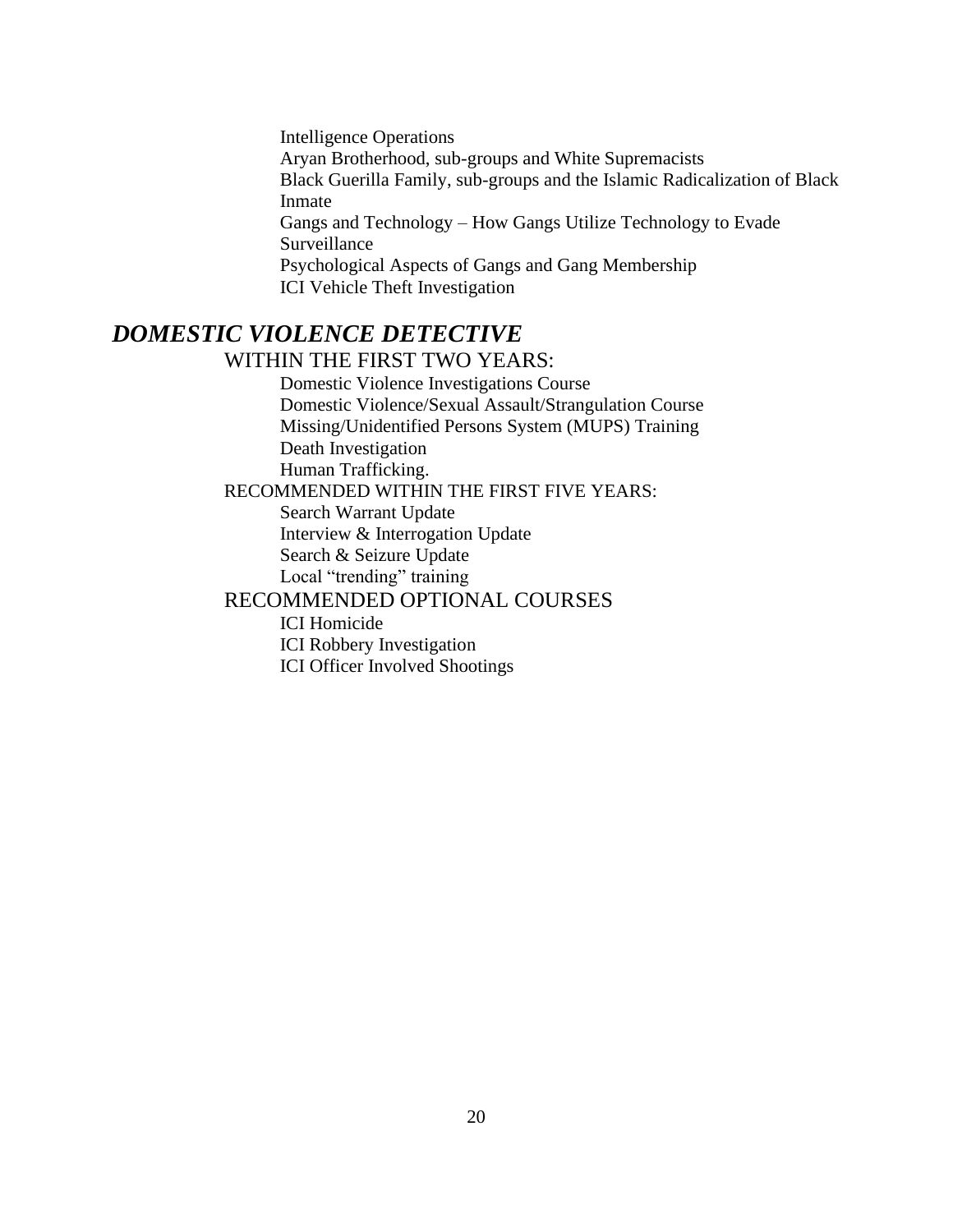Intelligence Operations
Aryan Brotherhood, sub-groups and White Supremacists
Black Guerilla Family, sub-groups and the Islamic Radicalization of Black Inmate
Gangs and Technology – How Gangs Utilize Technology to Evade Surveillance
Psychological Aspects of Gangs and Gang Membership
ICI Vehicle Theft Investigation

## *DOMESTIC VIOLENCE DETECTIVE*

### WITHIN THE FIRST TWO YEARS:

Domestic Violence Investigations Course
Domestic Violence/Sexual Assault/Strangulation Course
Missing/Unidentified Persons System (MUPS) Training
Death Investigation
Human Trafficking.

RECOMMENDED WITHIN THE FIRST FIVE YEARS:

Search Warrant Update
Interview & Interrogation Update
Search & Seizure Update
Local "trending" training

### RECOMMENDED OPTIONAL COURSES

ICI Homicide
ICI Robbery Investigation
ICI Officer Involved Shootings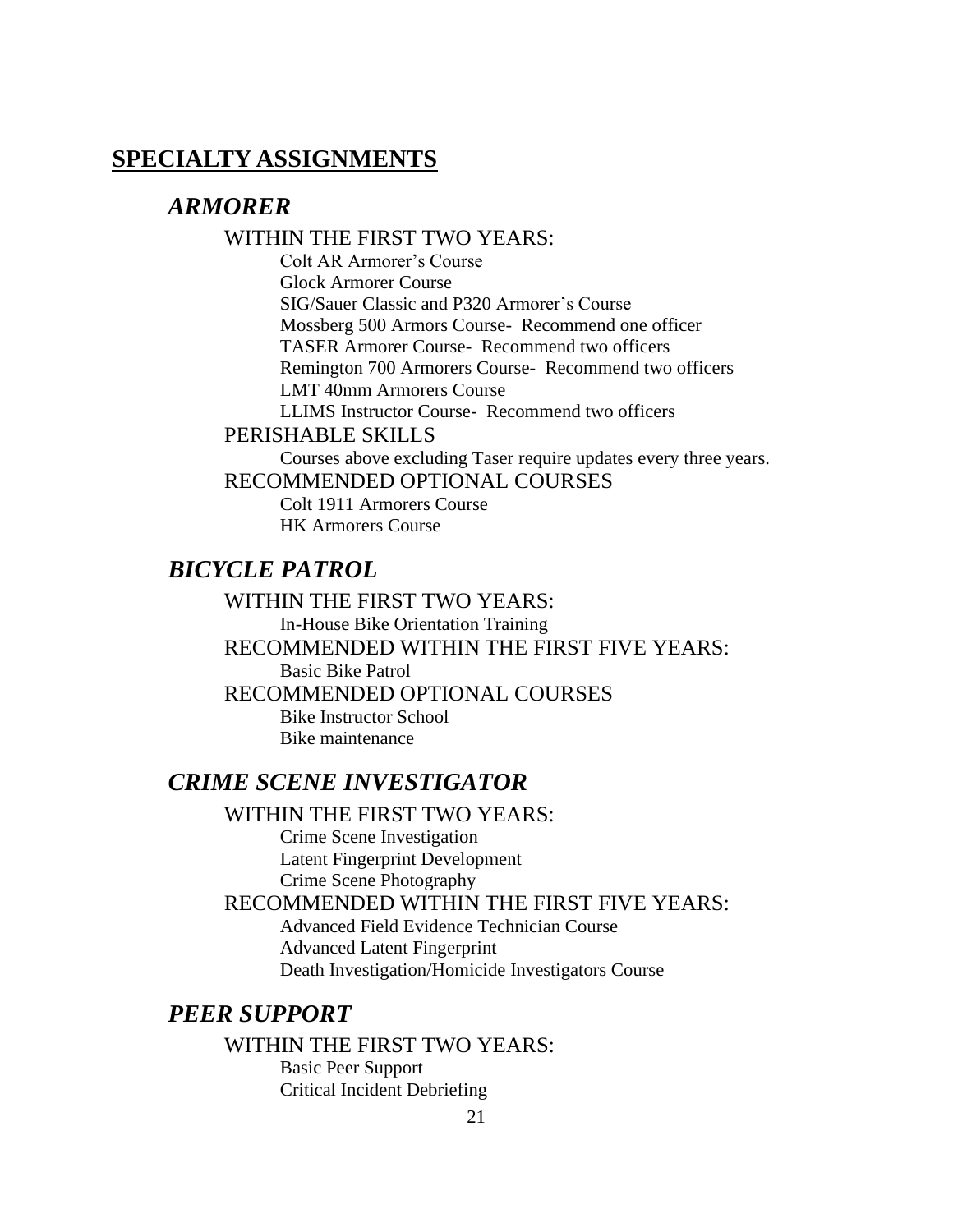## SPECIALTY ASSIGNMENTS

### *ARMORER*

WITHIN THE FIRST TWO YEARS:

- Colt AR Armorer's Course
- Glock Armorer Course
- SIG/Sauer Classic and P320 Armorer's Course
- Mossberg 500 Armors Course- Recommend one officer
- TASER Armorer Course- Recommend two officers
- Remington 700 Armorers Course- Recommend two officers
- LMT 40mm Armorers Course
- LLIMS Instructor Course- Recommend two officers

PERISHABLE SKILLS

- Courses above excluding Taser require updates every three years.

RECOMMENDED OPTIONAL COURSES

- Colt 1911 Armorers Course
- HK Armorers Course

### *BICYCLE PATROL*

WITHIN THE FIRST TWO YEARS:

- In-House Bike Orientation Training

RECOMMENDED WITHIN THE FIRST FIVE YEARS:

- Basic Bike Patrol

RECOMMENDED OPTIONAL COURSES

- Bike Instructor School
- Bike maintenance

### *CRIME SCENE INVESTIGATOR*

WITHIN THE FIRST TWO YEARS:

- Crime Scene Investigation
- Latent Fingerprint Development
- Crime Scene Photography

RECOMMENDED WITHIN THE FIRST FIVE YEARS:

- Advanced Field Evidence Technician Course
- Advanced Latent Fingerprint
- Death Investigation/Homicide Investigators Course

### *PEER SUPPORT*

WITHIN THE FIRST TWO YEARS:

- Basic Peer Support
- Critical Incident Debriefing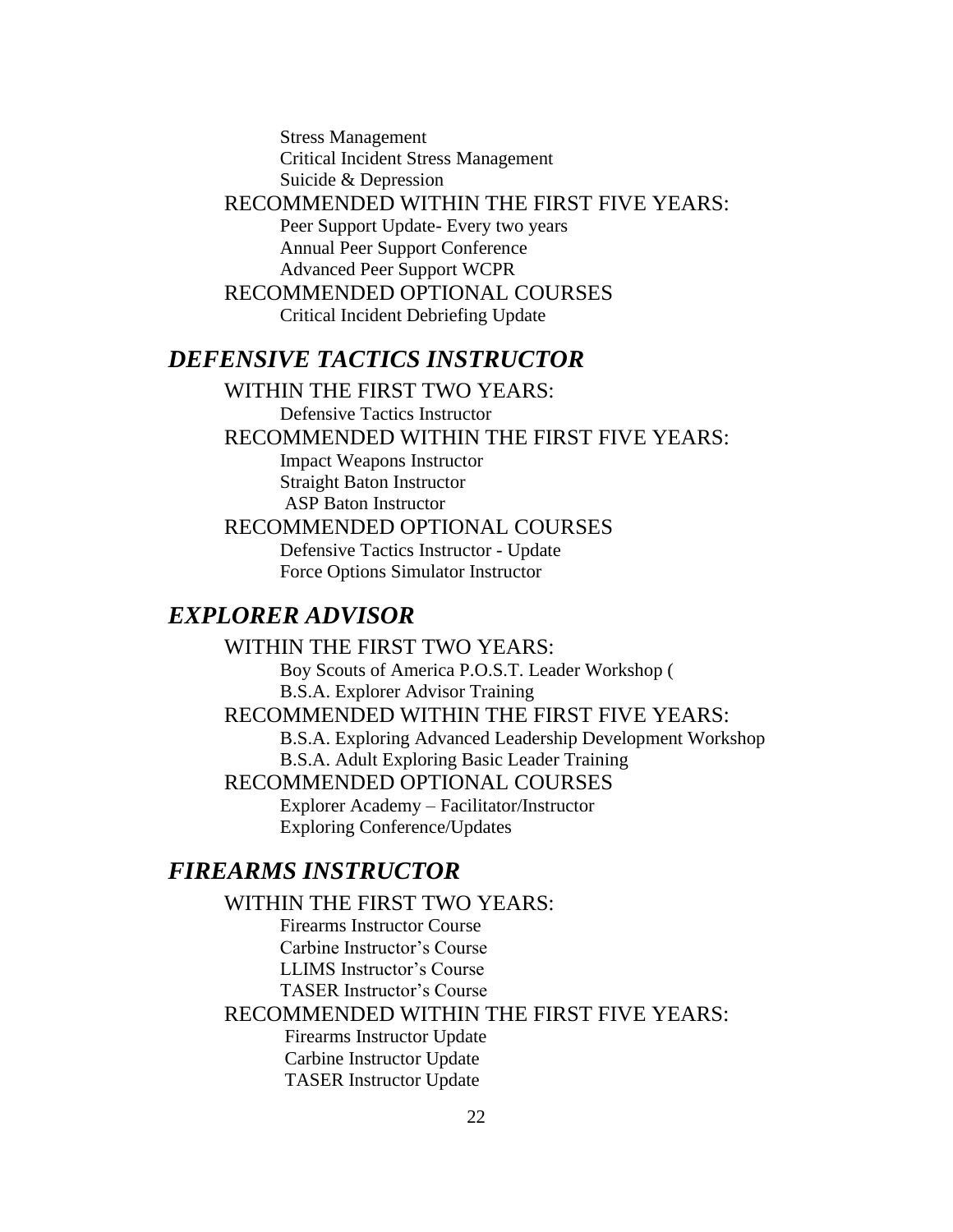Stress Management
Critical Incident Stress Management
Suicide & Depression

RECOMMENDED WITHIN THE FIRST FIVE YEARS:

Peer Support Update- Every two years
Annual Peer Support Conference
Advanced Peer Support WCPR

RECOMMENDED OPTIONAL COURSES

Critical Incident Debriefing Update

## *DEFENSIVE TACTICS INSTRUCTOR*

WITHIN THE FIRST TWO YEARS:

Defensive Tactics Instructor

RECOMMENDED WITHIN THE FIRST FIVE YEARS:

Impact Weapons Instructor
Straight Baton Instructor
ASP Baton Instructor

RECOMMENDED OPTIONAL COURSES

Defensive Tactics Instructor - Update
Force Options Simulator Instructor

## *EXPLORER ADVISOR*

WITHIN THE FIRST TWO YEARS:

Boy Scouts of America P.O.S.T. Leader Workshop (
B.S.A. Explorer Advisor Training

RECOMMENDED WITHIN THE FIRST FIVE YEARS:

B.S.A. Exploring Advanced Leadership Development Workshop
B.S.A. Adult Exploring Basic Leader Training

RECOMMENDED OPTIONAL COURSES

Explorer Academy – Facilitator/Instructor
Exploring Conference/Updates

## *FIREARMS INSTRUCTOR*

WITHIN THE FIRST TWO YEARS:

Firearms Instructor Course
Carbine Instructor's Course
LLIMS Instructor's Course
TASER Instructor's Course

RECOMMENDED WITHIN THE FIRST FIVE YEARS:

Firearms Instructor Update
Carbine Instructor Update
TASER Instructor Update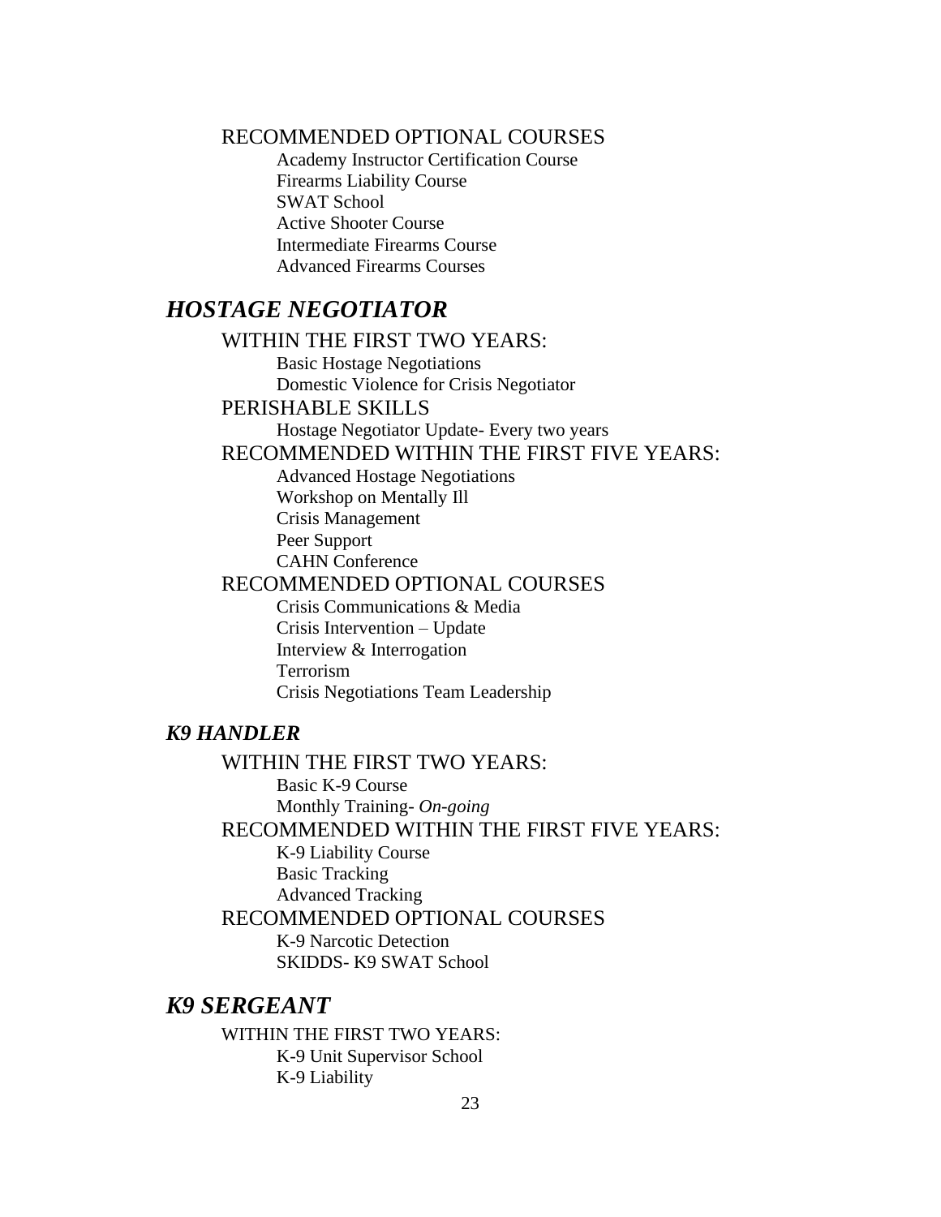RECOMMENDED OPTIONAL COURSES

- Academy Instructor Certification Course
- Firearms Liability Course
- SWAT School
- Active Shooter Course
- Intermediate Firearms Course
- Advanced Firearms Courses

## *HOSTAGE NEGOTIATOR*

WITHIN THE FIRST TWO YEARS:

- Basic Hostage Negotiations
- Domestic Violence for Crisis Negotiator

PERISHABLE SKILLS

- Hostage Negotiator Update- Every two years

RECOMMENDED WITHIN THE FIRST FIVE YEARS:

- Advanced Hostage Negotiations
- Workshop on Mentally Ill
- Crisis Management
- Peer Support
- CAHN Conference

RECOMMENDED OPTIONAL COURSES

- Crisis Communications & Media
- Crisis Intervention – Update
- Interview & Interrogation
- Terrorism
- Crisis Negotiations Team Leadership

### *K9 HANDLER*

WITHIN THE FIRST TWO YEARS:

- Basic K-9 Course
- Monthly Training- *On-going*

RECOMMENDED WITHIN THE FIRST FIVE YEARS:

- K-9 Liability Course
- Basic Tracking
- Advanced Tracking

RECOMMENDED OPTIONAL COURSES

- K-9 Narcotic Detection
- SKIDDS- K9 SWAT School

## *K9 SERGEANT*

WITHIN THE FIRST TWO YEARS:

- K-9 Unit Supervisor School
- K-9 Liability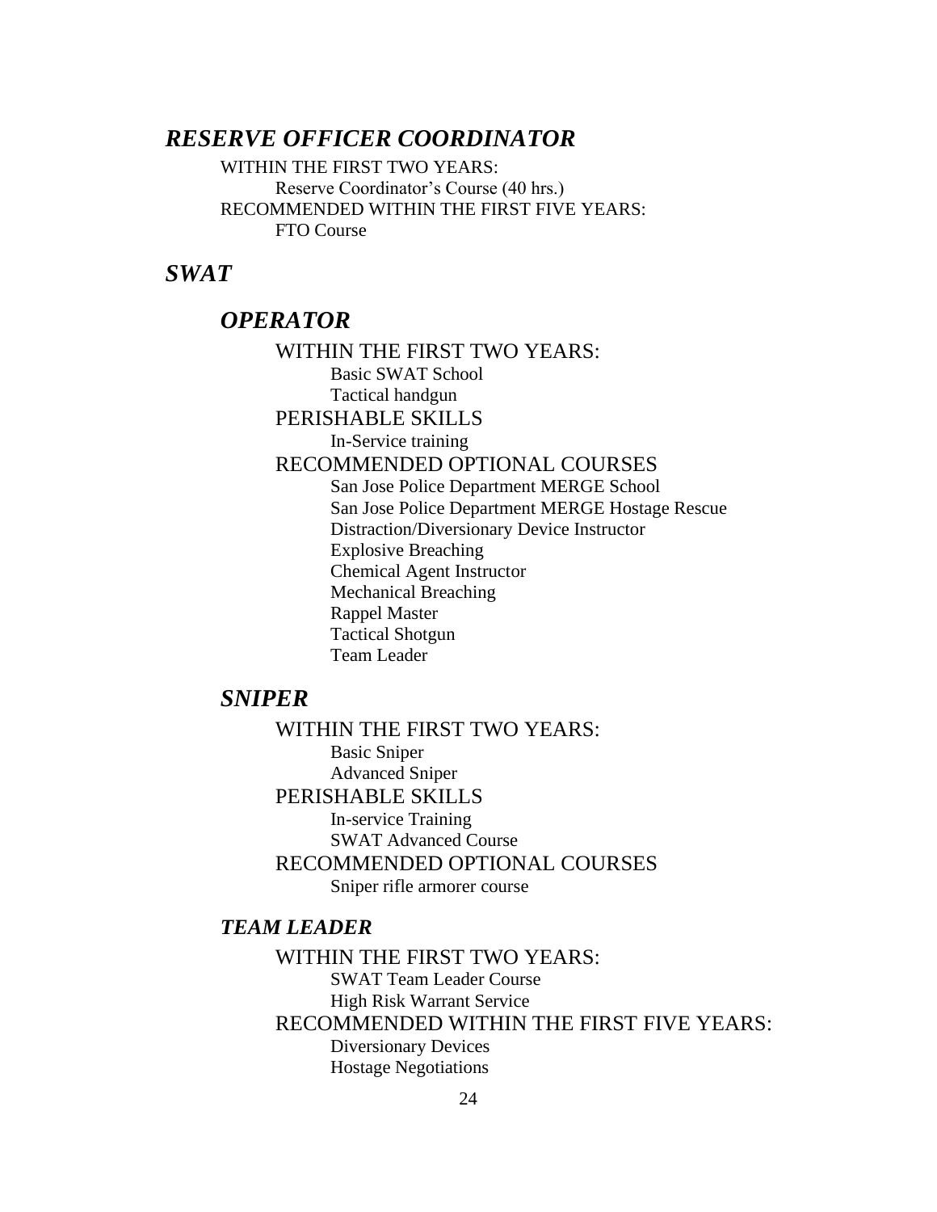## *RESERVE OFFICER COORDINATOR*

WITHIN THE FIRST TWO YEARS:

- Reserve Coordinator's Course (40 hrs.)

RECOMMENDED WITHIN THE FIRST FIVE YEARS:

- FTO Course

## *SWAT*

### *OPERATOR*

WITHIN THE FIRST TWO YEARS:

- Basic SWAT School
- Tactical handgun

PERISHABLE SKILLS

- In-Service training

RECOMMENDED OPTIONAL COURSES

- San Jose Police Department MERGE School
- San Jose Police Department MERGE Hostage Rescue
- Distraction/Diversionary Device Instructor
- Explosive Breaching
- Chemical Agent Instructor
- Mechanical Breaching
- Rappel Master
- Tactical Shotgun
- Team Leader

### *SNIPER*

WITHIN THE FIRST TWO YEARS:

- Basic Sniper
- Advanced Sniper

PERISHABLE SKILLS

- In-service Training
- SWAT Advanced Course

RECOMMENDED OPTIONAL COURSES

- Sniper rifle armorer course

### *TEAM LEADER*

WITHIN THE FIRST TWO YEARS:

- SWAT Team Leader Course
- High Risk Warrant Service

RECOMMENDED WITHIN THE FIRST FIVE YEARS:

- Diversionary Devices
- Hostage Negotiations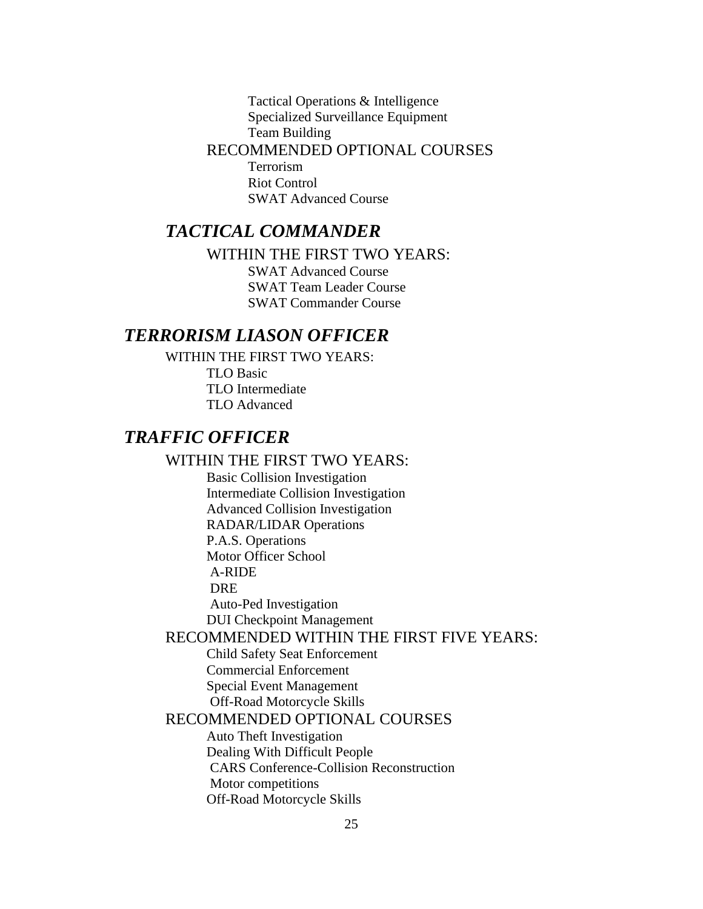- Tactical Operations & Intelligence
- Specialized Surveillance Equipment
- Team Building

RECOMMENDED OPTIONAL COURSES

- Terrorism
- Riot Control
- SWAT Advanced Course

## *TACTICAL COMMANDER*

WITHIN THE FIRST TWO YEARS:

- SWAT Advanced Course
- SWAT Team Leader Course
- SWAT Commander Course

## *TERRORISM LIASON OFFICER*

WITHIN THE FIRST TWO YEARS:

- TLO Basic
- TLO Intermediate
- TLO Advanced

## *TRAFFIC OFFICER*

WITHIN THE FIRST TWO YEARS:

- Basic Collision Investigation
- Intermediate Collision Investigation
- Advanced Collision Investigation
- RADAR/LIDAR Operations
- P.A.S. Operations
- Motor Officer School
- A-RIDE
- DRE
- Auto-Ped Investigation
- DUI Checkpoint Management

RECOMMENDED WITHIN THE FIRST FIVE YEARS:

- Child Safety Seat Enforcement
- Commercial Enforcement
- Special Event Management
- Off-Road Motorcycle Skills

RECOMMENDED OPTIONAL COURSES

- Auto Theft Investigation
- Dealing With Difficult People
- CARS Conference-Collision Reconstruction
- Motor competitions
- Off-Road Motorcycle Skills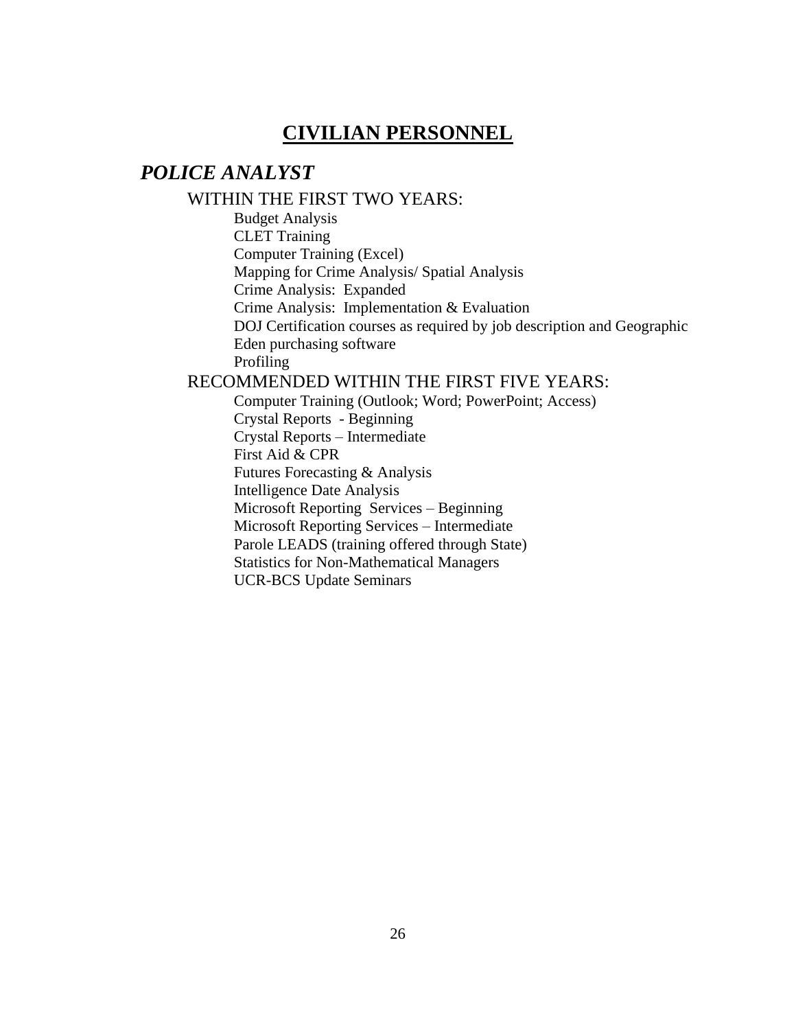# CIVILIAN PERSONNEL

## *POLICE ANALYST*

### WITHIN THE FIRST TWO YEARS:

- Budget Analysis
- CLET Training
- Computer Training (Excel)
- Mapping for Crime Analysis/ Spatial Analysis
- Crime Analysis: Expanded
- Crime Analysis: Implementation & Evaluation
- DOJ Certification courses as required by job description and Geographic
- Eden purchasing software
- Profiling

### RECOMMENDED WITHIN THE FIRST FIVE YEARS:

- Computer Training (Outlook; Word; PowerPoint; Access)
- Crystal Reports - Beginning
- Crystal Reports – Intermediate
- First Aid & CPR
- Futures Forecasting & Analysis
- Intelligence Date Analysis
- Microsoft Reporting Services – Beginning
- Microsoft Reporting Services – Intermediate
- Parole LEADS (training offered through State)
- Statistics for Non-Mathematical Managers
- UCR-BCS Update Seminars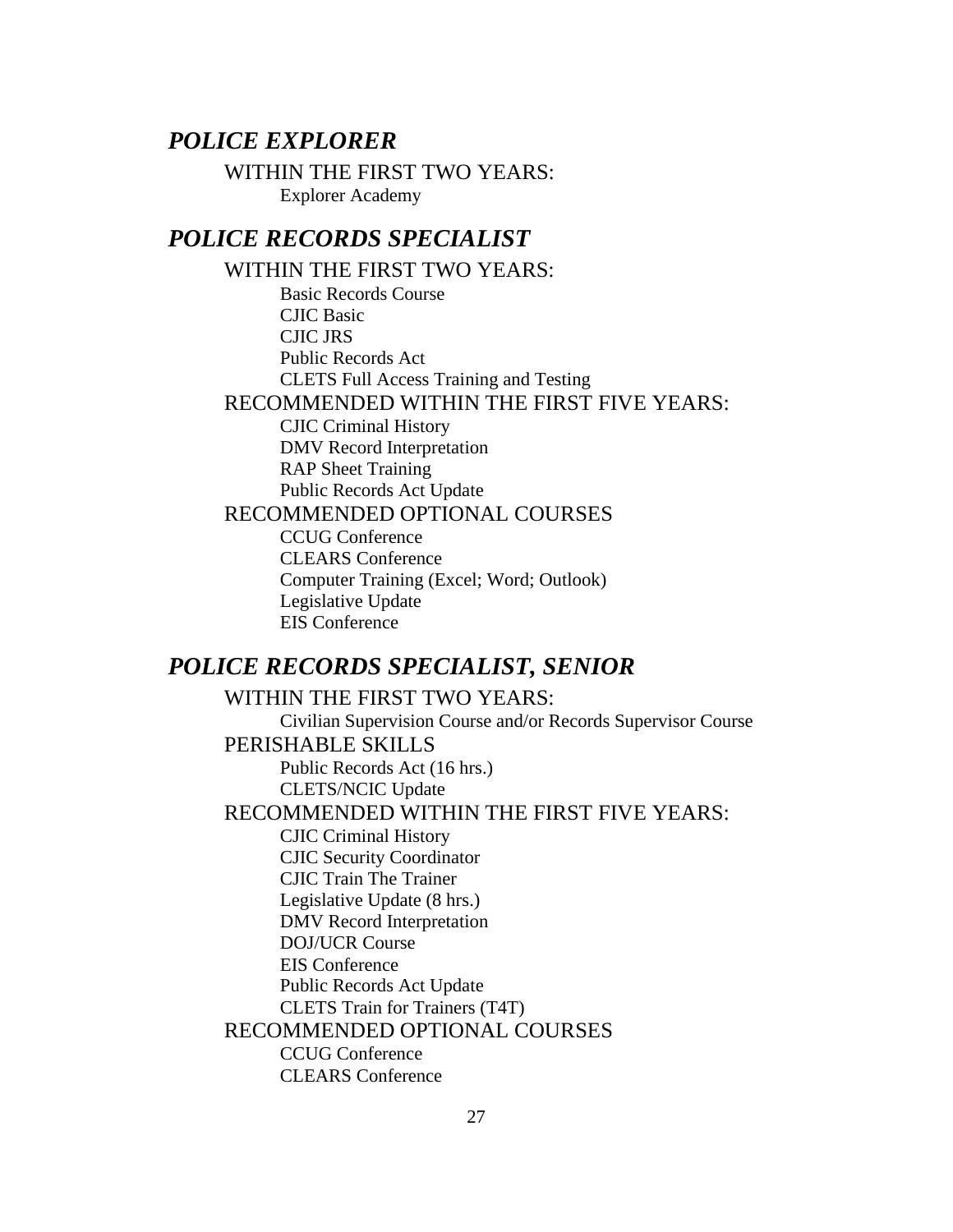## *POLICE EXPLORER*

### WITHIN THE FIRST TWO YEARS:

- Explorer Academy

## *POLICE RECORDS SPECIALIST*

### WITHIN THE FIRST TWO YEARS:

- Basic Records Course
- CJIC Basic
- CJIC JRS
- Public Records Act
- CLETS Full Access Training and Testing

### RECOMMENDED WITHIN THE FIRST FIVE YEARS:

- CJIC Criminal History
- DMV Record Interpretation
- RAP Sheet Training
- Public Records Act Update

### RECOMMENDED OPTIONAL COURSES

- CCUG Conference
- CLEARS Conference
- Computer Training (Excel; Word; Outlook)
- Legislative Update
- EIS Conference

## *POLICE RECORDS SPECIALIST, SENIOR*

### WITHIN THE FIRST TWO YEARS:

- Civilian Supervision Course and/or Records Supervisor Course

### PERISHABLE SKILLS

- Public Records Act (16 hrs.)
- CLETS/NCIC Update

### RECOMMENDED WITHIN THE FIRST FIVE YEARS:

- CJIC Criminal History
- CJIC Security Coordinator
- CJIC Train The Trainer
- Legislative Update (8 hrs.)
- DMV Record Interpretation
- DOJ/UCR Course
- EIS Conference
- Public Records Act Update
- CLETS Train for Trainers (T4T)

### RECOMMENDED OPTIONAL COURSES

- CCUG Conference
- CLEARS Conference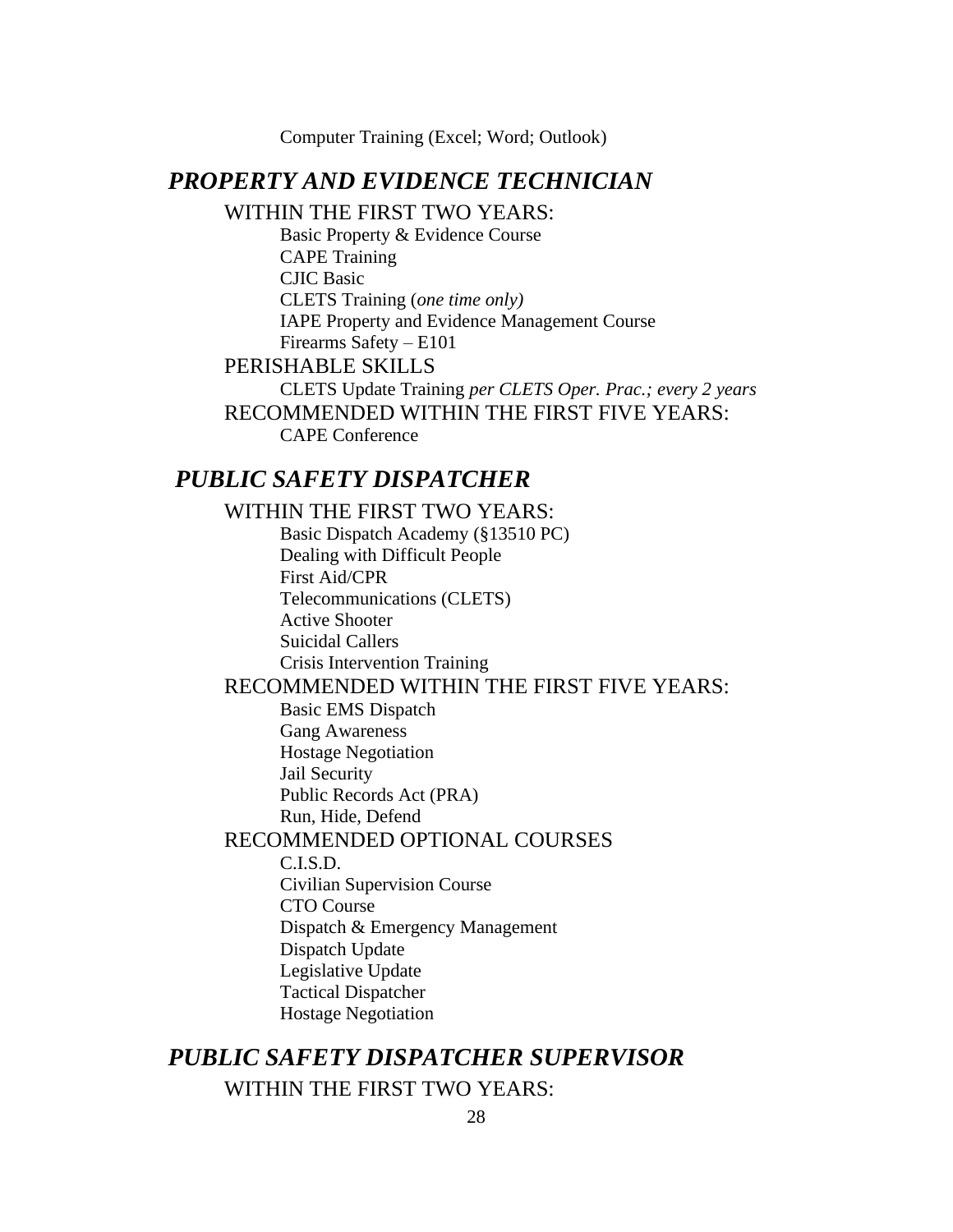Computer Training (Excel; Word; Outlook)

## *PROPERTY AND EVIDENCE TECHNICIAN*

WITHIN THE FIRST TWO YEARS:

- Basic Property & Evidence Course
- CAPE Training
- CJIC Basic
- CLETS Training (*one time only)*
- IAPE Property and Evidence Management Course
- Firearms Safety – E101

PERISHABLE SKILLS

- CLETS Update Training *per CLETS Oper. Prac.; every 2 years*

RECOMMENDED WITHIN THE FIRST FIVE YEARS:

- CAPE Conference

## *PUBLIC SAFETY DISPATCHER*

WITHIN THE FIRST TWO YEARS:

- Basic Dispatch Academy (§13510 PC)
- Dealing with Difficult People
- First Aid/CPR
- Telecommunications (CLETS)
- Active Shooter
- Suicidal Callers
- Crisis Intervention Training

RECOMMENDED WITHIN THE FIRST FIVE YEARS:

- Basic EMS Dispatch
- Gang Awareness
- Hostage Negotiation
- Jail Security
- Public Records Act (PRA)
- Run, Hide, Defend

RECOMMENDED OPTIONAL COURSES

- C.I.S.D.
- Civilian Supervision Course
- CTO Course
- Dispatch & Emergency Management
- Dispatch Update
- Legislative Update
- Tactical Dispatcher
- Hostage Negotiation

## *PUBLIC SAFETY DISPATCHER SUPERVISOR*

WITHIN THE FIRST TWO YEARS: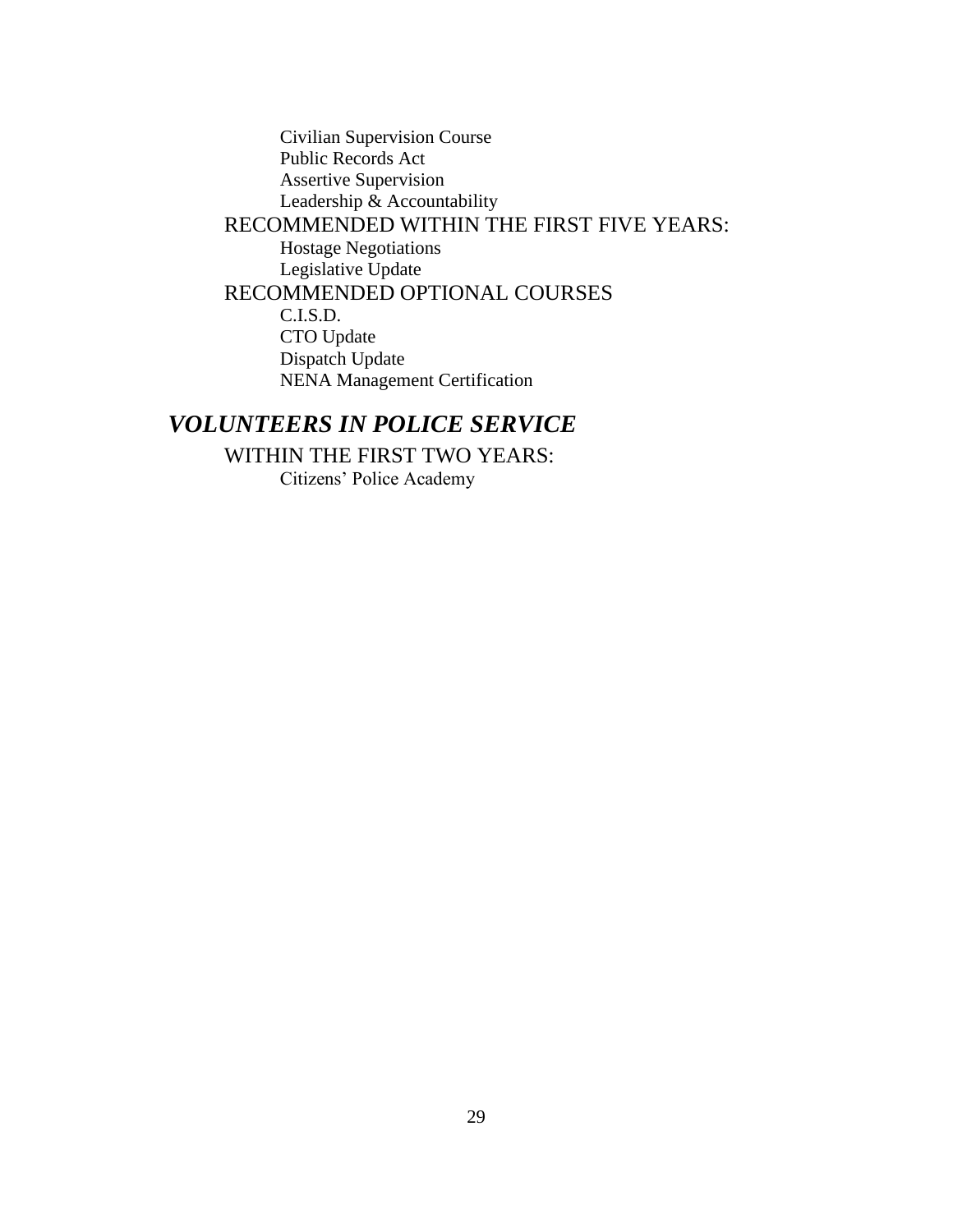- Civilian Supervision Course
- Public Records Act
- Assertive Supervision
- Leadership & Accountability

RECOMMENDED WITHIN THE FIRST FIVE YEARS:

- Hostage Negotiations
- Legislative Update

RECOMMENDED OPTIONAL COURSES

- C.I.S.D.
- CTO Update
- Dispatch Update
- NENA Management Certification

## ***VOLUNTEERS IN POLICE SERVICE***

WITHIN THE FIRST TWO YEARS:

- Citizens' Police Academy